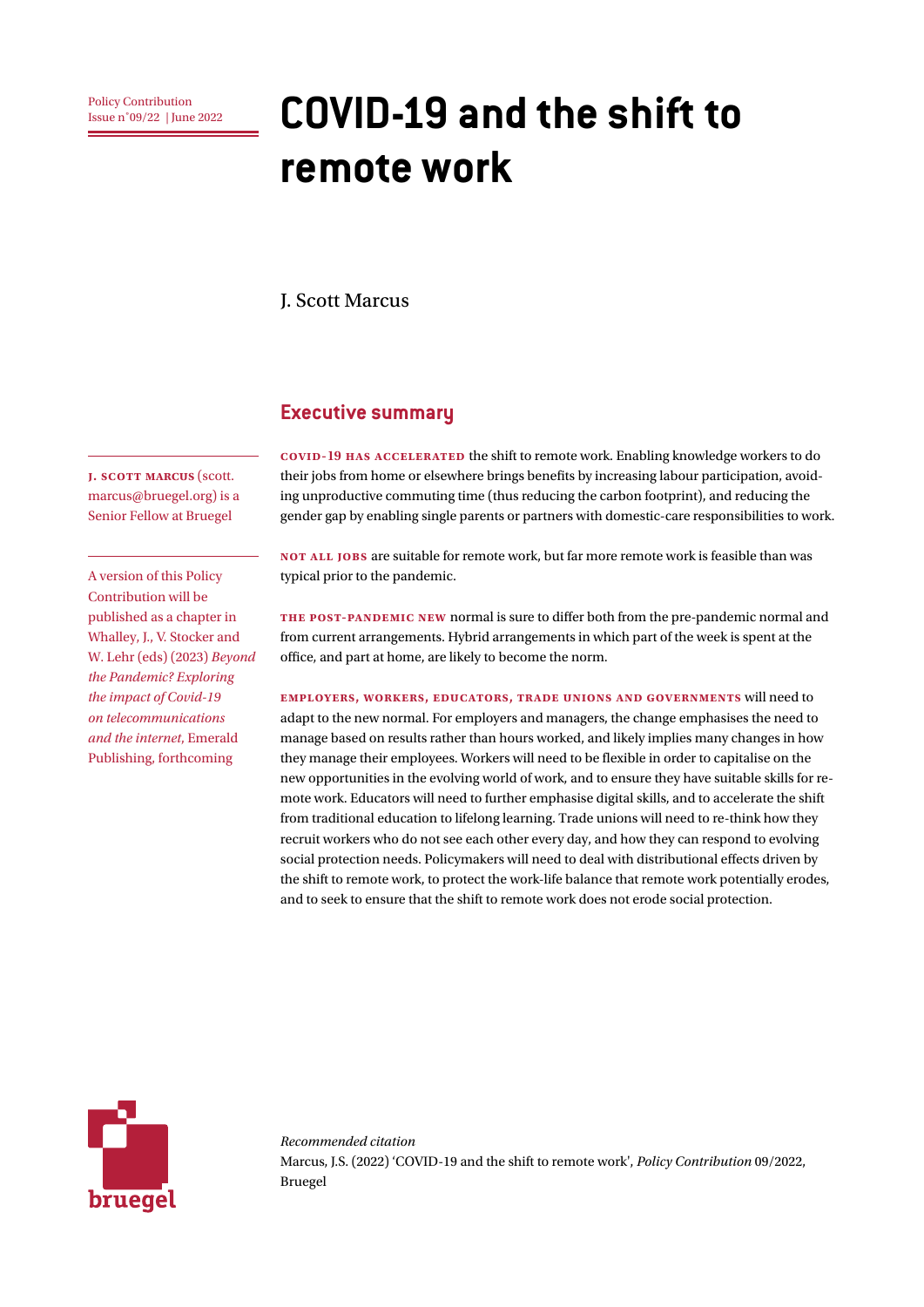Policy Contribution
Issue n˚09/22 | June 2022

# COVID-19 and the shift to remote work

J. Scott Marcus

**J. SCOTT MARCUS** (scott.marcus@bruegel.org) is a Senior Fellow at Bruegel

A version of this Policy Contribution will be published as a chapter in Whalley, J., V. Stocker and W. Lehr (eds) (2023) *Beyond the Pandemic? Exploring the impact of Covid-19 on telecommunications and the internet*, Emerald Publishing, forthcoming

## Executive summary

**COVID-19 HAS ACCELERATED** the shift to remote work. Enabling knowledge workers to do their jobs from home or elsewhere brings benefits by increasing labour participation, avoiding unproductive commuting time (thus reducing the carbon footprint), and reducing the gender gap by enabling single parents or partners with domestic-care responsibilities to work.

**NOT ALL JOBS** are suitable for remote work, but far more remote work is feasible than was typical prior to the pandemic.

**THE POST-PANDEMIC NEW** normal is sure to differ both from the pre-pandemic normal and from current arrangements. Hybrid arrangements in which part of the week is spent at the office, and part at home, are likely to become the norm.

**EMPLOYERS, WORKERS, EDUCATORS, TRADE UNIONS AND GOVERNMENTS** will need to adapt to the new normal. For employers and managers, the change emphasises the need to manage based on results rather than hours worked, and likely implies many changes in how they manage their employees. Workers will need to be flexible in order to capitalise on the new opportunities in the evolving world of work, and to ensure they have suitable skills for remote work. Educators will need to further emphasise digital skills, and to accelerate the shift from traditional education to lifelong learning. Trade unions will need to re-think how they recruit workers who do not see each other every day, and how they can respond to evolving social protection needs. Policymakers will need to deal with distributional effects driven by the shift to remote work, to protect the work-life balance that remote work potentially erodes, and to seek to ensure that the shift to remote work does not erode social protection.

*Recommended citation*
Marcus, J.S. (2022) 'COVID-19 and the shift to remote work', *Policy Contribution* 09/2022, Bruegel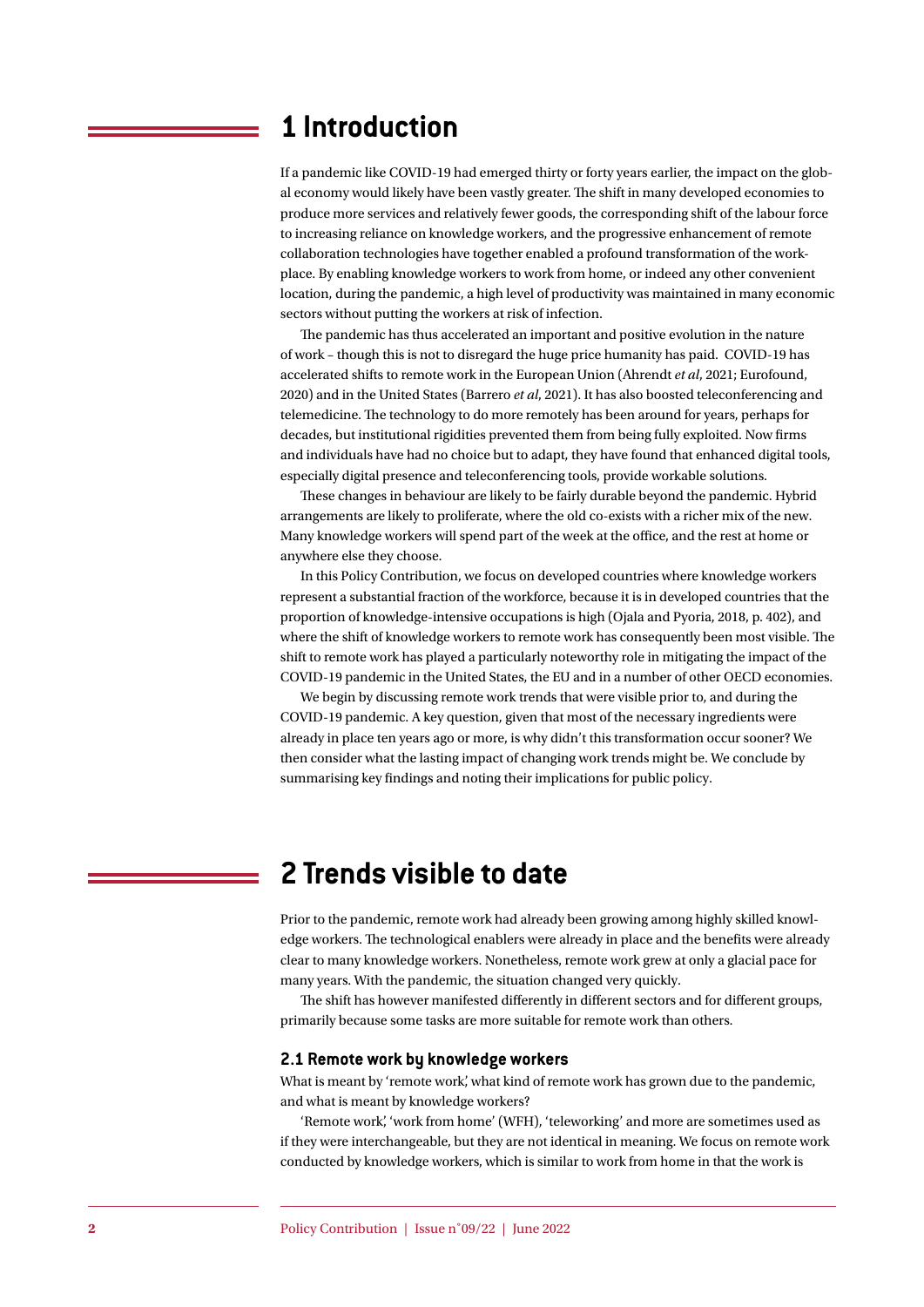# 1 Introduction

If a pandemic like COVID-19 had emerged thirty or forty years earlier, the impact on the global economy would likely have been vastly greater. The shift in many developed economies to produce more services and relatively fewer goods, the corresponding shift of the labour force to increasing reliance on knowledge workers, and the progressive enhancement of remote collaboration technologies have together enabled a profound transformation of the workplace. By enabling knowledge workers to work from home, or indeed any other convenient location, during the pandemic, a high level of productivity was maintained in many economic sectors without putting the workers at risk of infection.

The pandemic has thus accelerated an important and positive evolution in the nature of work – though this is not to disregard the huge price humanity has paid. COVID-19 has accelerated shifts to remote work in the European Union (Ahrendt *et al*, 2021; Eurofound, 2020) and in the United States (Barrero *et al*, 2021). It has also boosted teleconferencing and telemedicine. The technology to do more remotely has been around for years, perhaps for decades, but institutional rigidities prevented them from being fully exploited. Now firms and individuals have had no choice but to adapt, they have found that enhanced digital tools, especially digital presence and teleconferencing tools, provide workable solutions.

These changes in behaviour are likely to be fairly durable beyond the pandemic. Hybrid arrangements are likely to proliferate, where the old co-exists with a richer mix of the new. Many knowledge workers will spend part of the week at the office, and the rest at home or anywhere else they choose.

In this Policy Contribution, we focus on developed countries where knowledge workers represent a substantial fraction of the workforce, because it is in developed countries that the proportion of knowledge-intensive occupations is high (Ojala and Pyoria, 2018, p. 402), and where the shift of knowledge workers to remote work has consequently been most visible. The shift to remote work has played a particularly noteworthy role in mitigating the impact of the COVID-19 pandemic in the United States, the EU and in a number of other OECD economies.

We begin by discussing remote work trends that were visible prior to, and during the COVID-19 pandemic. A key question, given that most of the necessary ingredients were already in place ten years ago or more, is why didn't this transformation occur sooner? We then consider what the lasting impact of changing work trends might be. We conclude by summarising key findings and noting their implications for public policy.

# 2 Trends visible to date

Prior to the pandemic, remote work had already been growing among highly skilled knowledge workers. The technological enablers were already in place and the benefits were already clear to many knowledge workers. Nonetheless, remote work grew at only a glacial pace for many years. With the pandemic, the situation changed very quickly.

The shift has however manifested differently in different sectors and for different groups, primarily because some tasks are more suitable for remote work than others.

## 2.1 Remote work by knowledge workers

What is meant by 'remote work,' what kind of remote work has grown due to the pandemic, and what is meant by knowledge workers?

'Remote work,' 'work from home' (WFH), 'teleworking' and more are sometimes used as if they were interchangeable, but they are not identical in meaning. We focus on remote work conducted by knowledge workers, which is similar to work from home in that the work is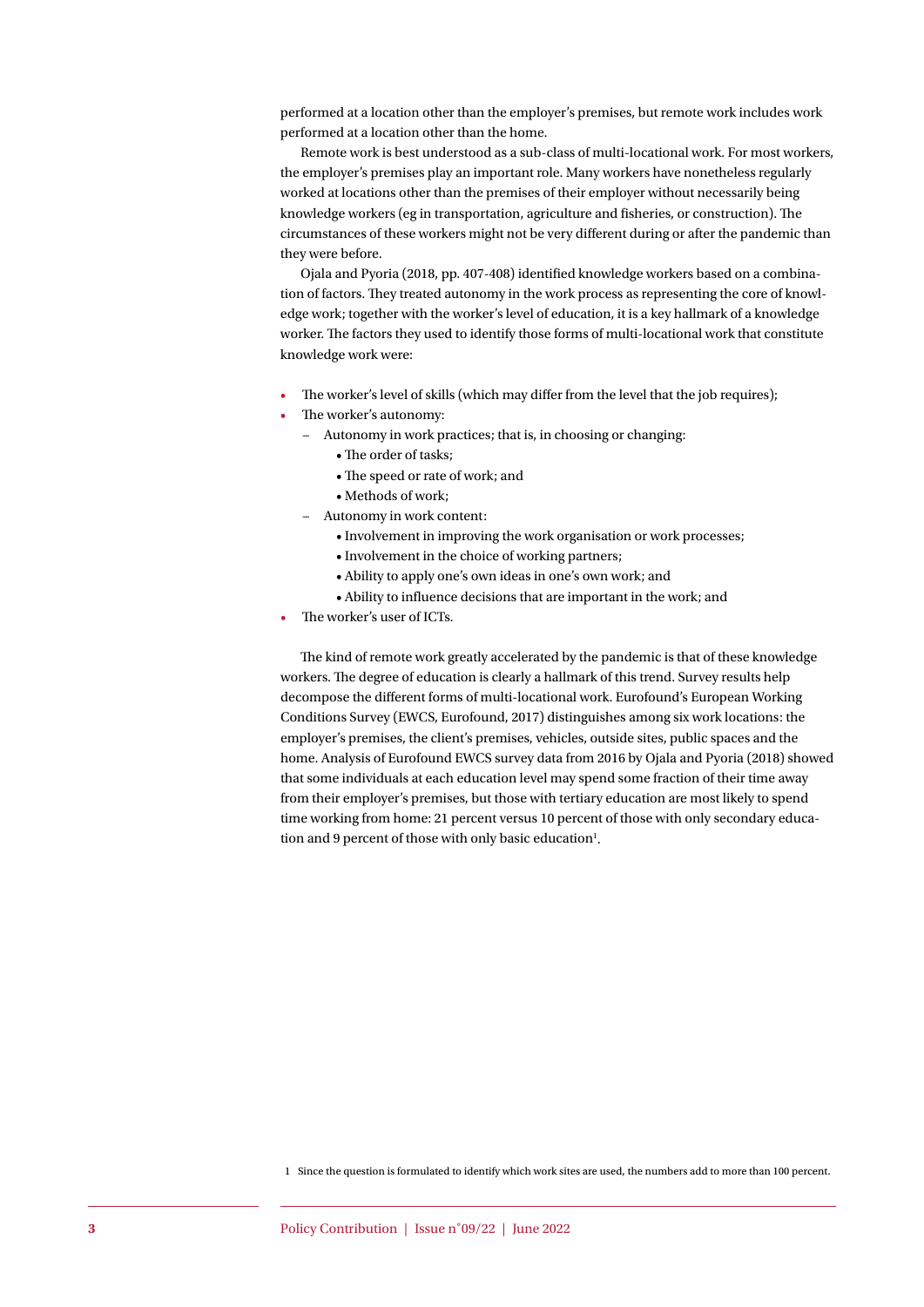performed at a location other than the employer's premises, but remote work includes work performed at a location other than the home.

Remote work is best understood as a sub-class of multi-locational work. For most workers, the employer's premises play an important role. Many workers have nonetheless regularly worked at locations other than the premises of their employer without necessarily being knowledge workers (eg in transportation, agriculture and fisheries, or construction). The circumstances of these workers might not be very different during or after the pandemic than they were before.

Ojala and Pyoria (2018, pp. 407-408) identified knowledge workers based on a combination of factors. They treated autonomy in the work process as representing the core of knowledge work; together with the worker's level of education, it is a key hallmark of a knowledge worker. The factors they used to identify those forms of multi-locational work that constitute knowledge work were:

- The worker's level of skills (which may differ from the level that the job requires);
- The worker's autonomy:
  - Autonomy in work practices; that is, in choosing or changing:
    - The order of tasks;
    - The speed or rate of work; and
    - Methods of work;
  - Autonomy in work content:
    - Involvement in improving the work organisation or work processes;
    - Involvement in the choice of working partners;
    - Ability to apply one's own ideas in one's own work; and
    - Ability to influence decisions that are important in the work; and
- The worker's user of ICTs.

The kind of remote work greatly accelerated by the pandemic is that of these knowledge workers. The degree of education is clearly a hallmark of this trend. Survey results help decompose the different forms of multi-locational work. Eurofound's European Working Conditions Survey (EWCS, Eurofound, 2017) distinguishes among six work locations: the employer's premises, the client's premises, vehicles, outside sites, public spaces and the home. Analysis of Eurofound EWCS survey data from 2016 by Ojala and Pyoria (2018) showed that some individuals at each education level may spend some fraction of their time away from their employer's premises, but those with tertiary education are most likely to spend time working from home: 21 percent versus 10 percent of those with only secondary education and 9 percent of those with only basic education[1].

[1] Since the question is formulated to identify which work sites are used, the numbers add to more than 100 percent.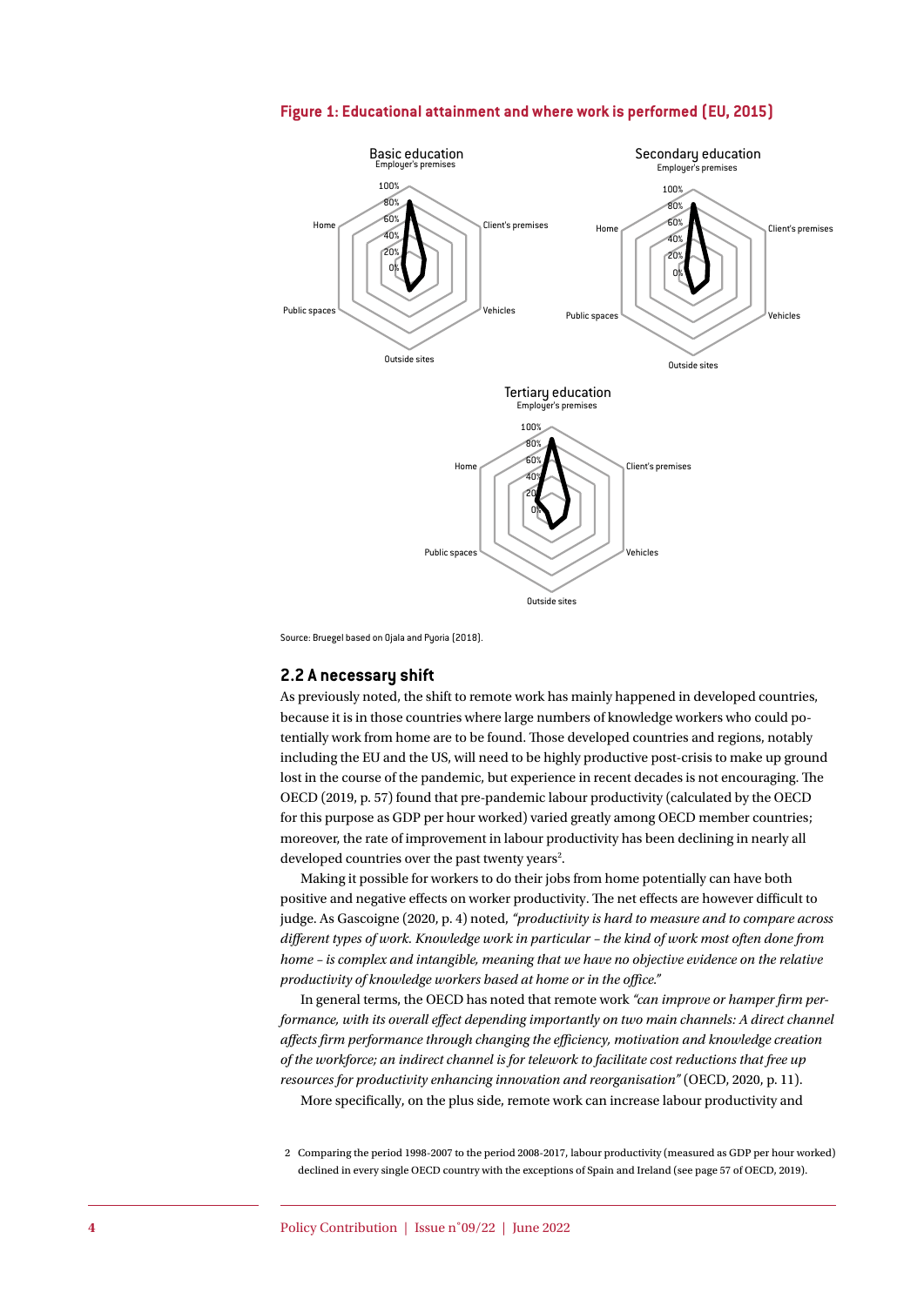**Figure 1: Educational attainment and where work is performed (EU, 2015)**

Source: Bruegel based on Ojala and Pyoria (2018).

## 2.2 A necessary shift

As previously noted, the shift to remote work has mainly happened in developed countries, because it is in those countries where large numbers of knowledge workers who could potentially work from home are to be found. Those developed countries and regions, notably including the EU and the US, will need to be highly productive post-crisis to make up ground lost in the course of the pandemic, but experience in recent decades is not encouraging. The OECD (2019, p. 57) found that pre-pandemic labour productivity (calculated by the OECD for this purpose as GDP per hour worked) varied greatly among OECD member countries; moreover, the rate of improvement in labour productivity has been declining in nearly all developed countries over the past twenty years[2].

Making it possible for workers to do their jobs from home potentially can have both positive and negative effects on worker productivity. The net effects are however difficult to judge. As Gascoigne (2020, p. 4) noted, *"productivity is hard to measure and to compare across different types of work. Knowledge work in particular – the kind of work most often done from home – is complex and intangible, meaning that we have no objective evidence on the relative productivity of knowledge workers based at home or in the office."*

In general terms, the OECD has noted that remote work *"can improve or hamper firm performance, with its overall effect depending importantly on two main channels: A direct channel affects firm performance through changing the efficiency, motivation and knowledge creation of the workforce; an indirect channel is for telework to facilitate cost reductions that free up resources for productivity enhancing innovation and reorganisation"* (OECD, 2020, p. 11).

More specifically, on the plus side, remote work can increase labour productivity and

2 Comparing the period 1998-2007 to the period 2008-2017, labour productivity (measured as GDP per hour worked) declined in every single OECD country with the exceptions of Spain and Ireland (see page 57 of OECD, 2019).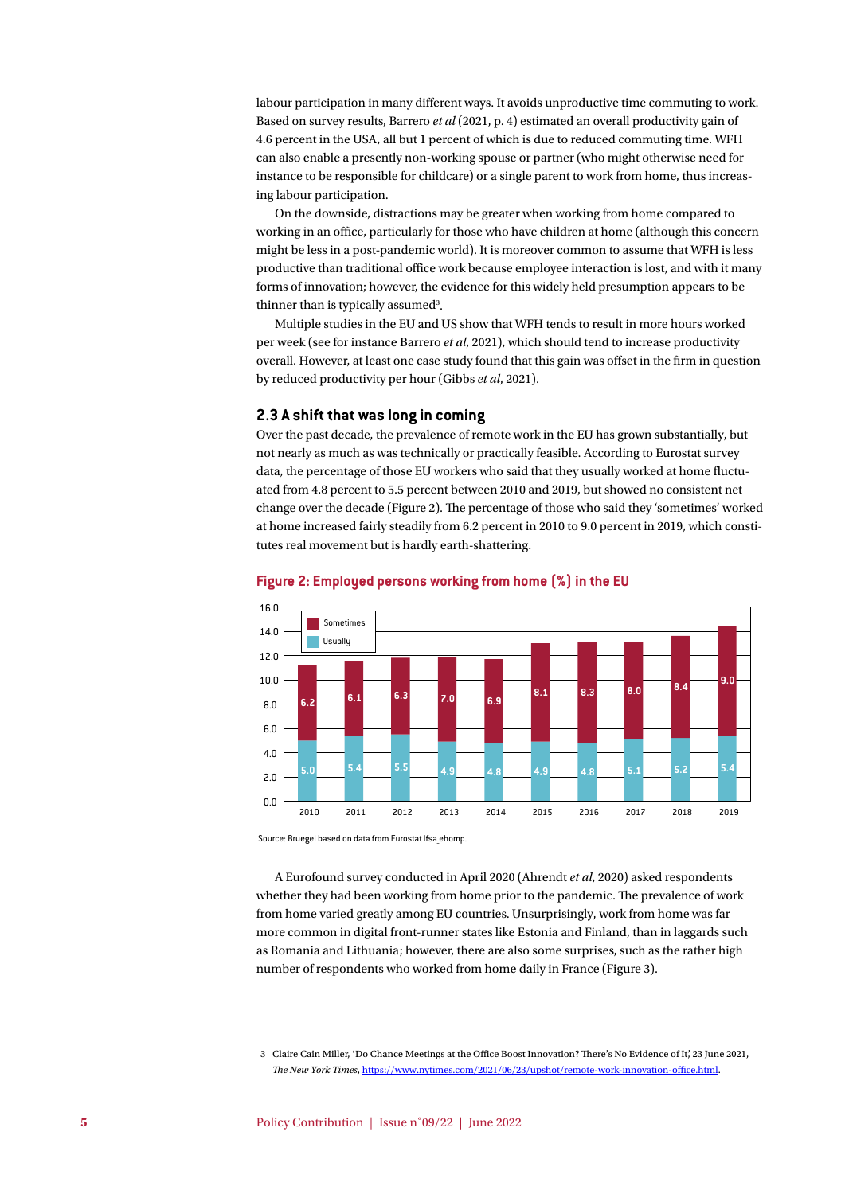labour participation in many different ways. It avoids unproductive time commuting to work. Based on survey results, Barrero *et al* (2021, p. 4) estimated an overall productivity gain of 4.6 percent in the USA, all but 1 percent of which is due to reduced commuting time. WFH can also enable a presently non-working spouse or partner (who might otherwise need for instance to be responsible for childcare) or a single parent to work from home, thus increasing labour participation.

On the downside, distractions may be greater when working from home compared to working in an office, particularly for those who have children at home (although this concern might be less in a post-pandemic world). It is moreover common to assume that WFH is less productive than traditional office work because employee interaction is lost, and with it many forms of innovation; however, the evidence for this widely held presumption appears to be thinner than is typically assumed[3].

Multiple studies in the EU and US show that WFH tends to result in more hours worked per week (see for instance Barrero *et al*, 2021), which should tend to increase productivity overall. However, at least one case study found that this gain was offset in the firm in question by reduced productivity per hour (Gibbs *et al*, 2021).

## 2.3 A shift that was long in coming

Over the past decade, the prevalence of remote work in the EU has grown substantially, but not nearly as much as was technically or practically feasible. According to Eurostat survey data, the percentage of those EU workers who said that they usually worked at home fluctuated from 4.8 percent to 5.5 percent between 2010 and 2019, but showed no consistent net change over the decade (Figure 2). The percentage of those who said they 'sometimes' worked at home increased fairly steadily from 6.2 percent in 2010 to 9.0 percent in 2019, which constitutes real movement but is hardly earth-shattering.

**Figure 2: Employed persons working from home (%) in the EU**

| | 2010 | 2011 | 2012 | 2013 | 2014 | 2015 | 2016 | 2017 | 2018 | 2019 |
|---|---|---|---|---|---|---|---|---|---|---|
| Sometimes | 6.2 | 6.1 | 6.3 | 7.0 | 6.9 | 8.1 | 8.3 | 8.0 | 8.4 | 9.0 |
| Usually | 5.0 | 5.4 | 5.5 | 4.9 | 4.8 | 4.9 | 4.8 | 5.1 | 5.2 | 5.4 |

Source: Bruegel based on data from Eurostat lfsa_ehomp.

A Eurofound survey conducted in April 2020 (Ahrendt *et al*, 2020) asked respondents whether they had been working from home prior to the pandemic. The prevalence of work from home varied greatly among EU countries. Unsurprisingly, work from home was far more common in digital front-runner states like Estonia and Finland, than in laggards such as Romania and Lithuania; however, there are also some surprises, such as the rather high number of respondents who worked from home daily in France (Figure 3).

3 Claire Cain Miller, 'Do Chance Meetings at the Office Boost Innovation? There's No Evidence of It,' 23 June 2021, *The New York Times*, https://www.nytimes.com/2021/06/23/upshot/remote-work-innovation-office.html.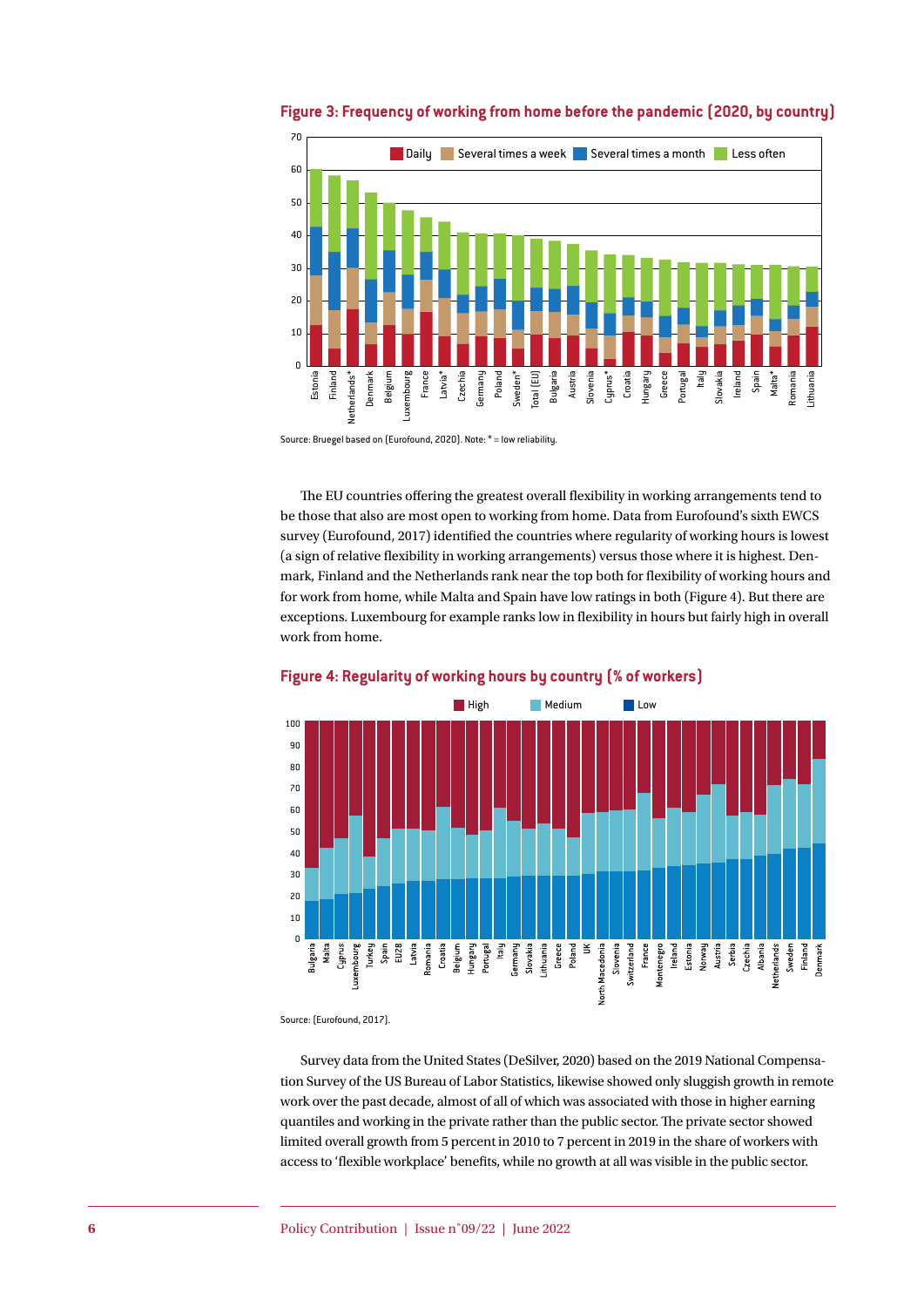**Figure 3: Frequency of working from home before the pandemic (2020, by country)**

Source: Bruegel based on (Eurofound, 2020). Note: * = low reliability.

The EU countries offering the greatest overall flexibility in working arrangements tend to be those that also are most open to working from home. Data from Eurofound's sixth EWCS survey (Eurofound, 2017) identified the countries where regularity of working hours is lowest (a sign of relative flexibility in working arrangements) versus those where it is highest. Denmark, Finland and the Netherlands rank near the top both for flexibility of working hours and for work from home, while Malta and Spain have low ratings in both (Figure 4). But there are exceptions. Luxembourg for example ranks low in flexibility in hours but fairly high in overall work from home.

**Figure 4: Regularity of working hours by country (% of workers)**

Source: (Eurofound, 2017).

Survey data from the United States (DeSilver, 2020) based on the 2019 National Compensation Survey of the US Bureau of Labor Statistics, likewise showed only sluggish growth in remote work over the past decade, almost of all of which was associated with those in higher earning quantiles and working in the private rather than the public sector. The private sector showed limited overall growth from 5 percent in 2010 to 7 percent in 2019 in the share of workers with access to 'flexible workplace' benefits, while no growth at all was visible in the public sector.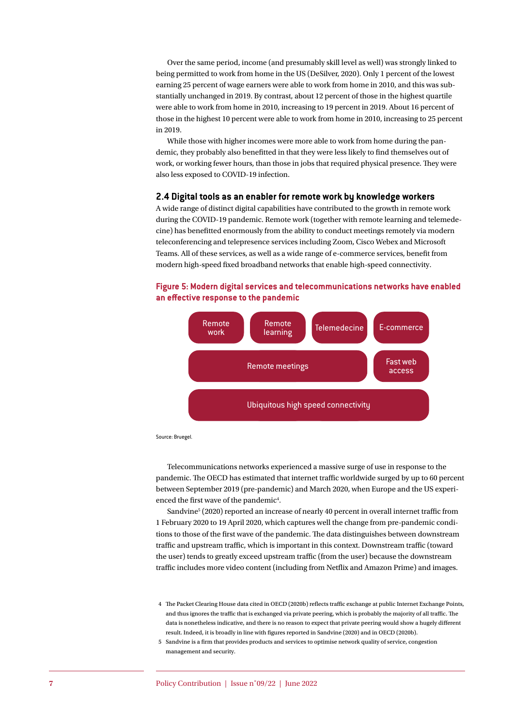Over the same period, income (and presumably skill level as well) was strongly linked to being permitted to work from home in the US (DeSilver, 2020). Only 1 percent of the lowest earning 25 percent of wage earners were able to work from home in 2010, and this was substantially unchanged in 2019. By contrast, about 12 percent of those in the highest quartile were able to work from home in 2010, increasing to 19 percent in 2019. About 16 percent of those in the highest 10 percent were able to work from home in 2010, increasing to 25 percent in 2019.

While those with higher incomes were more able to work from home during the pandemic, they probably also benefitted in that they were less likely to find themselves out of work, or working fewer hours, than those in jobs that required physical presence. They were also less exposed to COVID-19 infection.

### 2.4 Digital tools as an enabler for remote work by knowledge workers

A wide range of distinct digital capabilities have contributed to the growth in remote work during the COVID-19 pandemic. Remote work (together with remote learning and telemedecine) has benefitted enormously from the ability to conduct meetings remotely via modern teleconferencing and telepresence services including Zoom, Cisco Webex and Microsoft Teams. All of these services, as well as a wide range of e-commerce services, benefit from modern high-speed fixed broadband networks that enable high-speed connectivity.

**Figure 5: Modern digital services and telecommunications networks have enabled an effective response to the pandemic**

| Remote work | Remote learning | Telemedecine | E-commerce |
|---|---|---|---|
| Remote meetings | | | Fast web access |
| Ubiquitous high speed connectivity | | | |

Source: Bruegel.

Telecommunications networks experienced a massive surge of use in response to the pandemic. The OECD has estimated that internet traffic worldwide surged by up to 60 percent between September 2019 (pre-pandemic) and March 2020, when Europe and the US experienced the first wave of the pandemic[4].

Sandvine[5] (2020) reported an increase of nearly 40 percent in overall internet traffic from 1 February 2020 to 19 April 2020, which captures well the change from pre-pandemic conditions to those of the first wave of the pandemic. The data distinguishes between downstream traffic and upstream traffic, which is important in this context. Downstream traffic (toward the user) tends to greatly exceed upstream traffic (from the user) because the downstream traffic includes more video content (including from Netflix and Amazon Prime) and images.

4 The Packet Clearing House data cited in OECD (2020b) reflects traffic exchange at public Internet Exchange Points, and thus ignores the traffic that is exchanged via private peering, which is probably the majority of all traffic. The data is nonetheless indicative, and there is no reason to expect that private peering would show a hugely different result. Indeed, it is broadly in line with figures reported in Sandvine (2020) and in OECD (2020b).

5 Sandvine is a firm that provides products and services to optimise network quality of service, congestion management and security.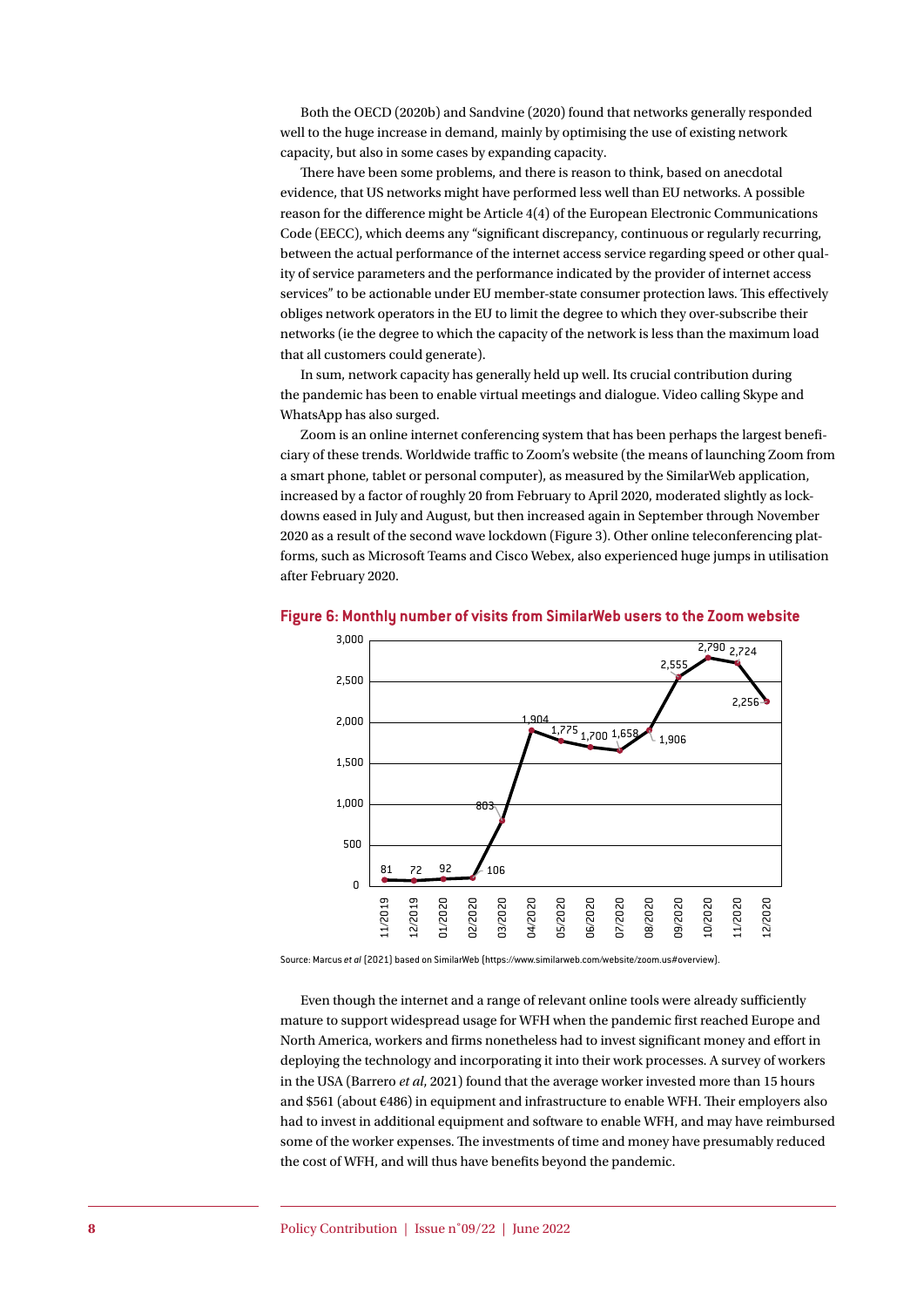Both the OECD (2020b) and Sandvine (2020) found that networks generally responded well to the huge increase in demand, mainly by optimising the use of existing network capacity, but also in some cases by expanding capacity.

There have been some problems, and there is reason to think, based on anecdotal evidence, that US networks might have performed less well than EU networks. A possible reason for the difference might be Article 4(4) of the European Electronic Communications Code (EECC), which deems any "significant discrepancy, continuous or regularly recurring, between the actual performance of the internet access service regarding speed or other quality of service parameters and the performance indicated by the provider of internet access services" to be actionable under EU member-state consumer protection laws. This effectively obliges network operators in the EU to limit the degree to which they over-subscribe their networks (ie the degree to which the capacity of the network is less than the maximum load that all customers could generate).

In sum, network capacity has generally held up well. Its crucial contribution during the pandemic has been to enable virtual meetings and dialogue. Video calling Skype and WhatsApp has also surged.

Zoom is an online internet conferencing system that has been perhaps the largest beneficiary of these trends. Worldwide traffic to Zoom's website (the means of launching Zoom from a smart phone, tablet or personal computer), as measured by the SimilarWeb application, increased by a factor of roughly 20 from February to April 2020, moderated slightly as lockdowns eased in July and August, but then increased again in September through November 2020 as a result of the second wave lockdown (Figure 3). Other online teleconferencing platforms, such as Microsoft Teams and Cisco Webex, also experienced huge jumps in utilisation after February 2020.

**Figure 6: Monthly number of visits from SimilarWeb users to the Zoom website**

| Month | Visits |
|---|---|
| 11/2019 | 81 |
| 12/2019 | 72 |
| 01/2020 | 92 |
| 02/2020 | 106 |
| 03/2020 | 803 |
| 04/2020 | 1,904 |
| 05/2020 | 1,775 |
| 06/2020 | 1,700 |
| 07/2020 | 1,658 |
| 08/2020 | 1,906 |
| 09/2020 | 2,555 |
| 10/2020 | 2,790 |
| 11/2020 | 2,724 |
| 12/2020 | 2,256 |

Source: Marcus *et al* (2021) based on SimilarWeb (https://www.similarweb.com/website/zoom.us#overview).

Even though the internet and a range of relevant online tools were already sufficiently mature to support widespread usage for WFH when the pandemic first reached Europe and North America, workers and firms nonetheless had to invest significant money and effort in deploying the technology and incorporating it into their work processes. A survey of workers in the USA (Barrero *et al*, 2021) found that the average worker invested more than 15 hours and \$561 (about €486) in equipment and infrastructure to enable WFH. Their employers also had to invest in additional equipment and software to enable WFH, and may have reimbursed some of the worker expenses. The investments of time and money have presumably reduced the cost of WFH, and will thus have benefits beyond the pandemic.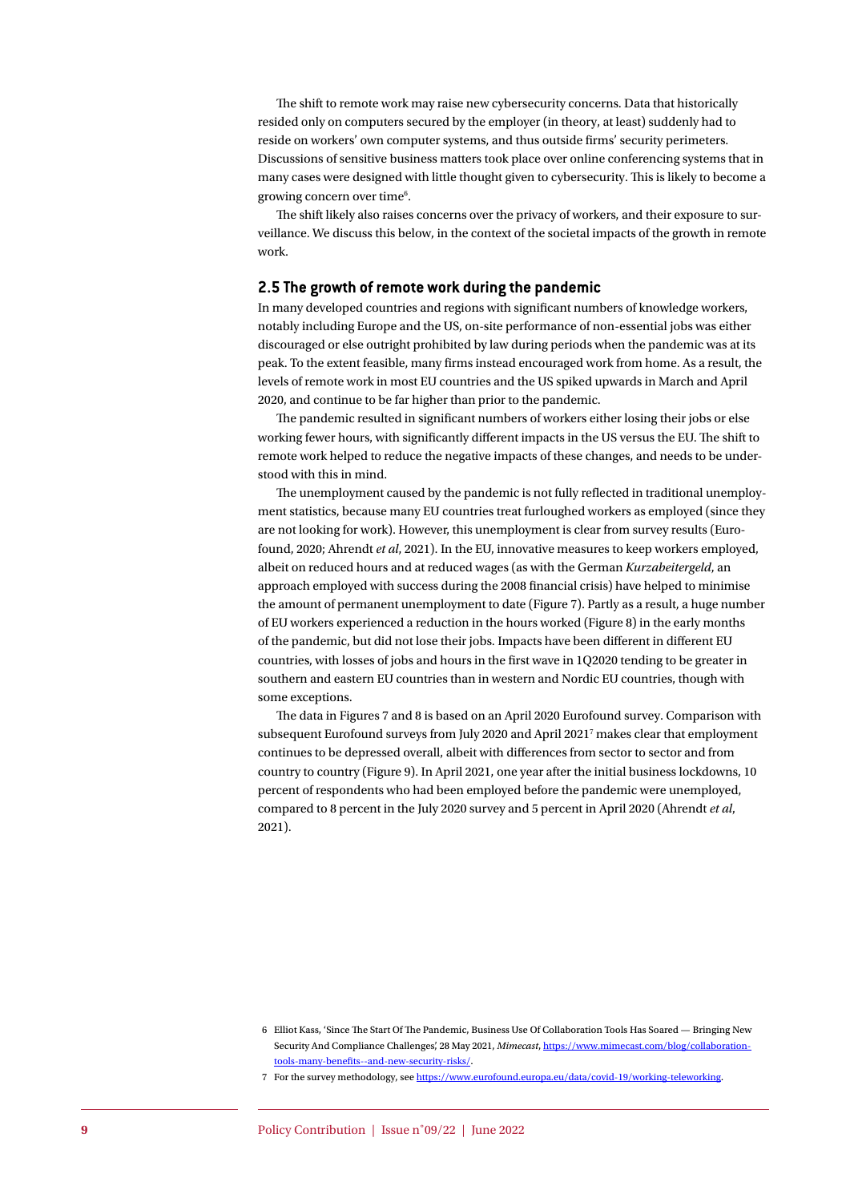The shift to remote work may raise new cybersecurity concerns. Data that historically resided only on computers secured by the employer (in theory, at least) suddenly had to reside on workers' own computer systems, and thus outside firms' security perimeters. Discussions of sensitive business matters took place over online conferencing systems that in many cases were designed with little thought given to cybersecurity. This is likely to become a growing concern over time[6].

The shift likely also raises concerns over the privacy of workers, and their exposure to surveillance. We discuss this below, in the context of the societal impacts of the growth in remote work.

## 2.5 The growth of remote work during the pandemic

In many developed countries and regions with significant numbers of knowledge workers, notably including Europe and the US, on-site performance of non-essential jobs was either discouraged or else outright prohibited by law during periods when the pandemic was at its peak. To the extent feasible, many firms instead encouraged work from home. As a result, the levels of remote work in most EU countries and the US spiked upwards in March and April 2020, and continue to be far higher than prior to the pandemic.

The pandemic resulted in significant numbers of workers either losing their jobs or else working fewer hours, with significantly different impacts in the US versus the EU. The shift to remote work helped to reduce the negative impacts of these changes, and needs to be understood with this in mind.

The unemployment caused by the pandemic is not fully reflected in traditional unemployment statistics, because many EU countries treat furloughed workers as employed (since they are not looking for work). However, this unemployment is clear from survey results (Eurofound, 2020; Ahrendt *et al*, 2021). In the EU, innovative measures to keep workers employed, albeit on reduced hours and at reduced wages (as with the German *Kurzabeitergeld*, an approach employed with success during the 2008 financial crisis) have helped to minimise the amount of permanent unemployment to date (Figure 7). Partly as a result, a huge number of EU workers experienced a reduction in the hours worked (Figure 8) in the early months of the pandemic, but did not lose their jobs. Impacts have been different in different EU countries, with losses of jobs and hours in the first wave in 1Q2020 tending to be greater in southern and eastern EU countries than in western and Nordic EU countries, though with some exceptions.

The data in Figures 7 and 8 is based on an April 2020 Eurofound survey. Comparison with subsequent Eurofound surveys from July 2020 and April 2021[7] makes clear that employment continues to be depressed overall, albeit with differences from sector to sector and from country to country (Figure 9). In April 2021, one year after the initial business lockdowns, 10 percent of respondents who had been employed before the pandemic were unemployed, compared to 8 percent in the July 2020 survey and 5 percent in April 2020 (Ahrendt *et al*, 2021).

6 Elliot Kass, 'Since The Start Of The Pandemic, Business Use Of Collaboration Tools Has Soared — Bringing New Security And Compliance Challenges', 28 May 2021, *Mimecast*, https://www.mimecast.com/blog/collaboration-tools-many-benefits--and-new-security-risks/.

7 For the survey methodology, see https://www.eurofound.europa.eu/data/covid-19/working-teleworking.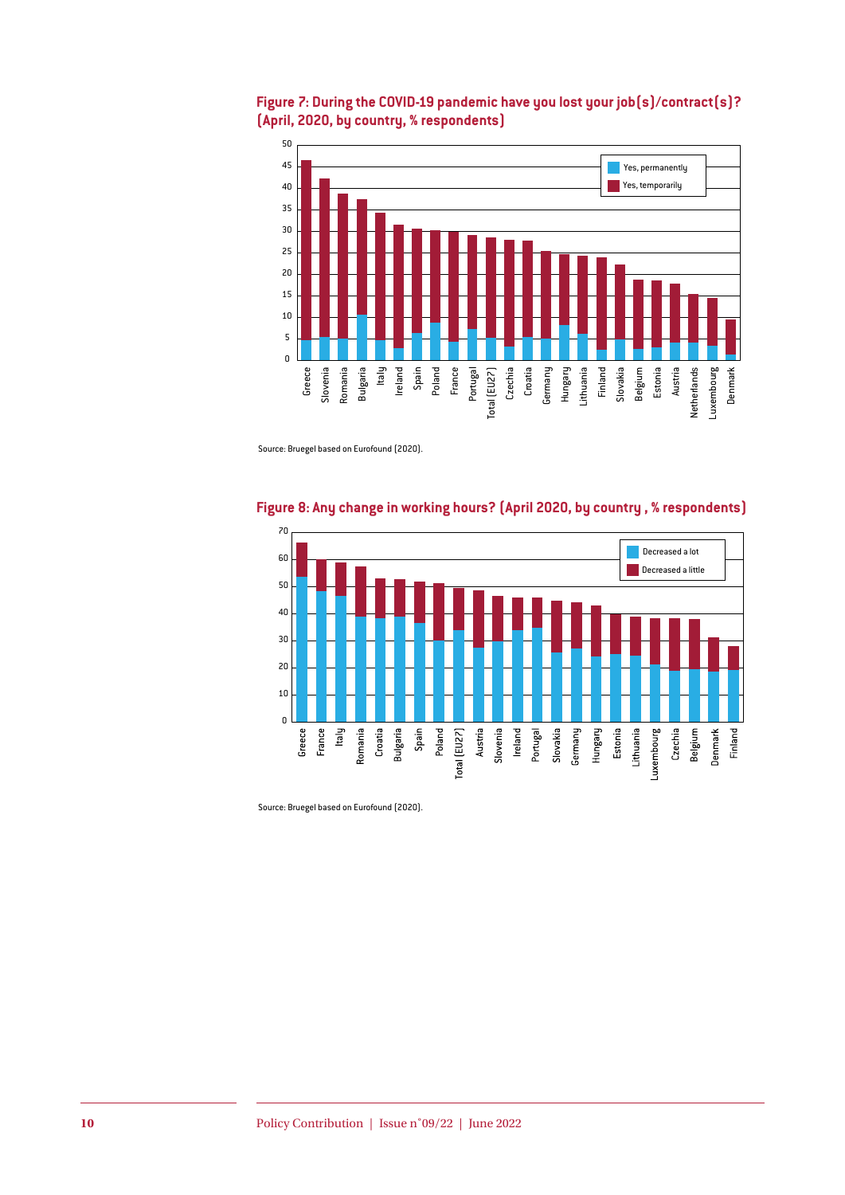**Figure 7: During the COVID-19 pandemic have you lost your job(s)/contract(s)? (April, 2020, by country, % respondents)**

Source: Bruegel based on Eurofound (2020).

**Figure 8: Any change in working hours? (April 2020, by country , % respondents)**

Source: Bruegel based on Eurofound (2020).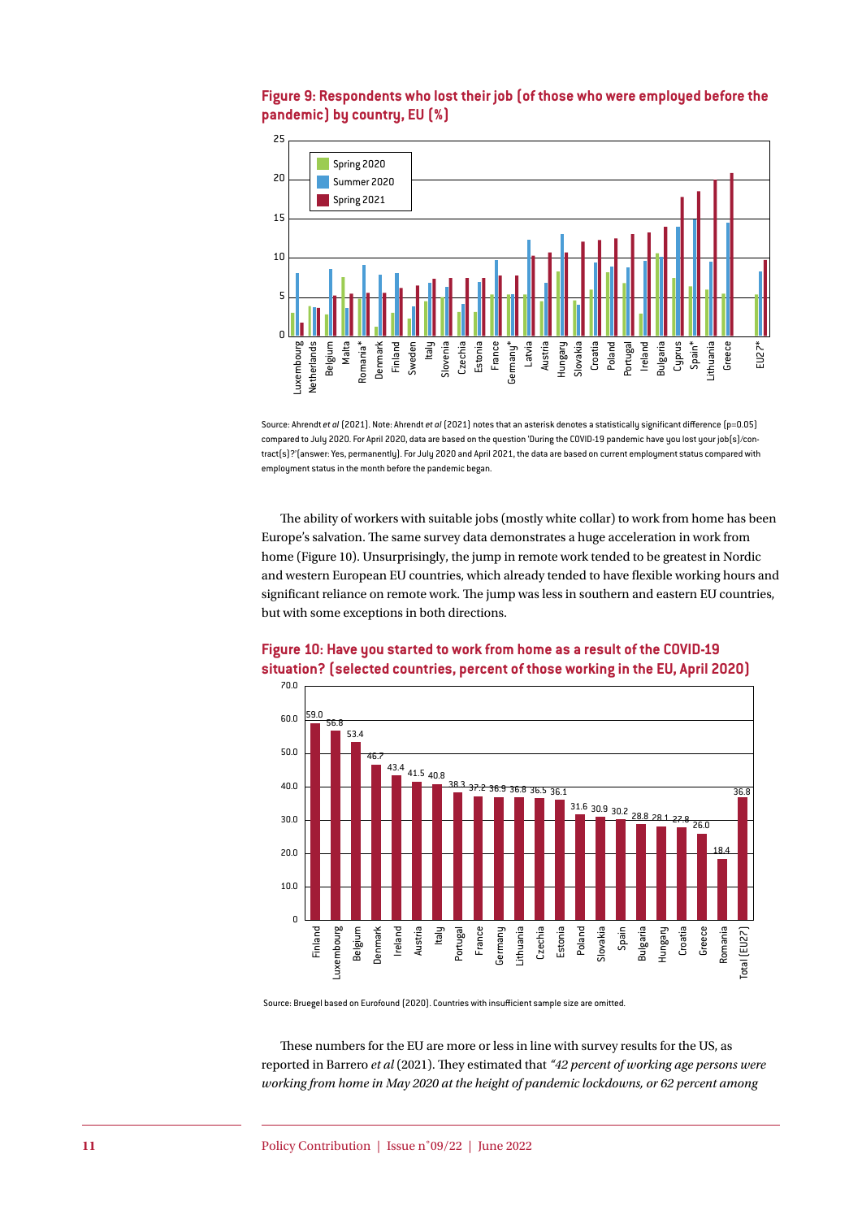**Figure 9: Respondents who lost their job (of those who were employed before the pandemic) by country, EU (%)**

Source: Ahrendt *et al* (2021). Note: Ahrendt *et al* (2021) notes that an asterisk denotes a statistically significant difference (p=0.05) compared to July 2020. For April 2020, data are based on the question 'During the COVID-19 pandemic have you lost your job(s)/contract(s)?'(answer: Yes, permanently). For July 2020 and April 2021, the data are based on current employment status compared with employment status in the month before the pandemic began.

The ability of workers with suitable jobs (mostly white collar) to work from home has been Europe's salvation. The same survey data demonstrates a huge acceleration in work from home (Figure 10). Unsurprisingly, the jump in remote work tended to be greatest in Nordic and western European EU countries, which already tended to have flexible working hours and significant reliance on remote work. The jump was less in southern and eastern EU countries, but with some exceptions in both directions.

**Figure 10: Have you started to work from home as a result of the COVID-19 situation? (selected countries, percent of those working in the EU, April 2020)**

| Country | % |
|---|---|
| Finland | 59.0 |
| Luxembourg | 56.8 |
| Belgium | 53.4 |
| Denmark | 46.7 |
| Ireland | 43.4 |
| Austria | 41.5 |
| Italy | 40.8 |
| Portugal | 38.3 |
| France | 37.2 |
| Germany | 36.9 |
| Lithuania | 36.8 |
| Czechia | 36.5 |
| Estonia | 36.1 |
| Poland | 31.6 |
| Slovakia | 30.9 |
| Spain | 30.2 |
| Bulgaria | 28.8 |
| Hungary | 28.1 |
| Croatia | 27.8 |
| Greece | 26.0 |
| Romania | 18.4 |
| Total (EU27) | 36.8 |

Source: Bruegel based on Eurofound (2020). Countries with insufficient sample size are omitted.

These numbers for the EU are more or less in line with survey results for the US, as reported in Barrero *et al* (2021). They estimated that *"42 percent of working age persons were working from home in May 2020 at the height of pandemic lockdowns, or 62 percent among*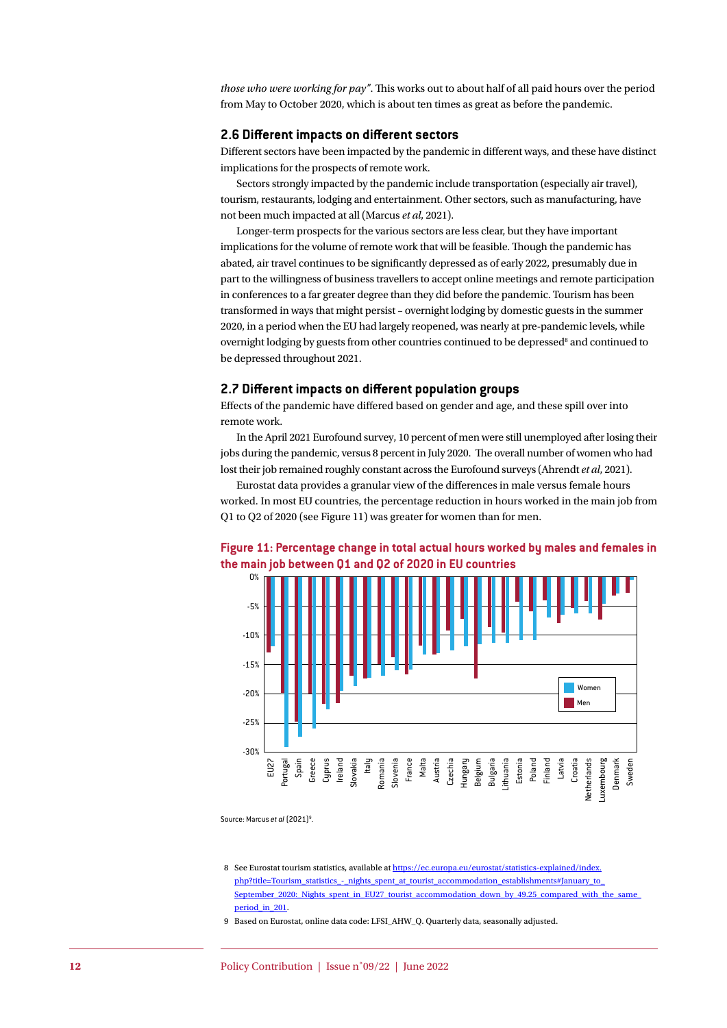*those who were working for pay"*. This works out to about half of all paid hours over the period from May to October 2020, which is about ten times as great as before the pandemic.

### 2.6 Different impacts on different sectors

Different sectors have been impacted by the pandemic in different ways, and these have distinct implications for the prospects of remote work.

Sectors strongly impacted by the pandemic include transportation (especially air travel), tourism, restaurants, lodging and entertainment. Other sectors, such as manufacturing, have not been much impacted at all (Marcus *et al*, 2021).

Longer-term prospects for the various sectors are less clear, but they have important implications for the volume of remote work that will be feasible. Though the pandemic has abated, air travel continues to be significantly depressed as of early 2022, presumably due in part to the willingness of business travellers to accept online meetings and remote participation in conferences to a far greater degree than they did before the pandemic. Tourism has been transformed in ways that might persist – overnight lodging by domestic guests in the summer 2020, in a period when the EU had largely reopened, was nearly at pre-pandemic levels, while overnight lodging by guests from other countries continued to be depressed[8] and continued to be depressed throughout 2021.

### 2.7 Different impacts on different population groups

Effects of the pandemic have differed based on gender and age, and these spill over into remote work.

In the April 2021 Eurofound survey, 10 percent of men were still unemployed after losing their jobs during the pandemic, versus 8 percent in July 2020. The overall number of women who had lost their job remained roughly constant across the Eurofound surveys (Ahrendt *et al*, 2021).

Eurostat data provides a granular view of the differences in male versus female hours worked. In most EU countries, the percentage reduction in hours worked in the main job from Q1 to Q2 of 2020 (see Figure 11) was greater for women than for men.

**Figure 11: Percentage change in total actual hours worked by males and females in the main job between Q1 and Q2 of 2020 in EU countries**

Source: Marcus *et al* (2021)[9].

8 See Eurostat tourism statistics, available at https://ec.europa.eu/eurostat/statistics-explained/index.php?title=Tourism_statistics_-_nights_spent_at_tourist_accommodation_establishments#January_to_September_2020:_Nights_spent_in_EU27_tourist_accommodation_down_by_49.25_compared_with_the_same_period_in_201.

9 Based on Eurostat, online data code: LFSI_AHW_Q. Quarterly data, seasonally adjusted.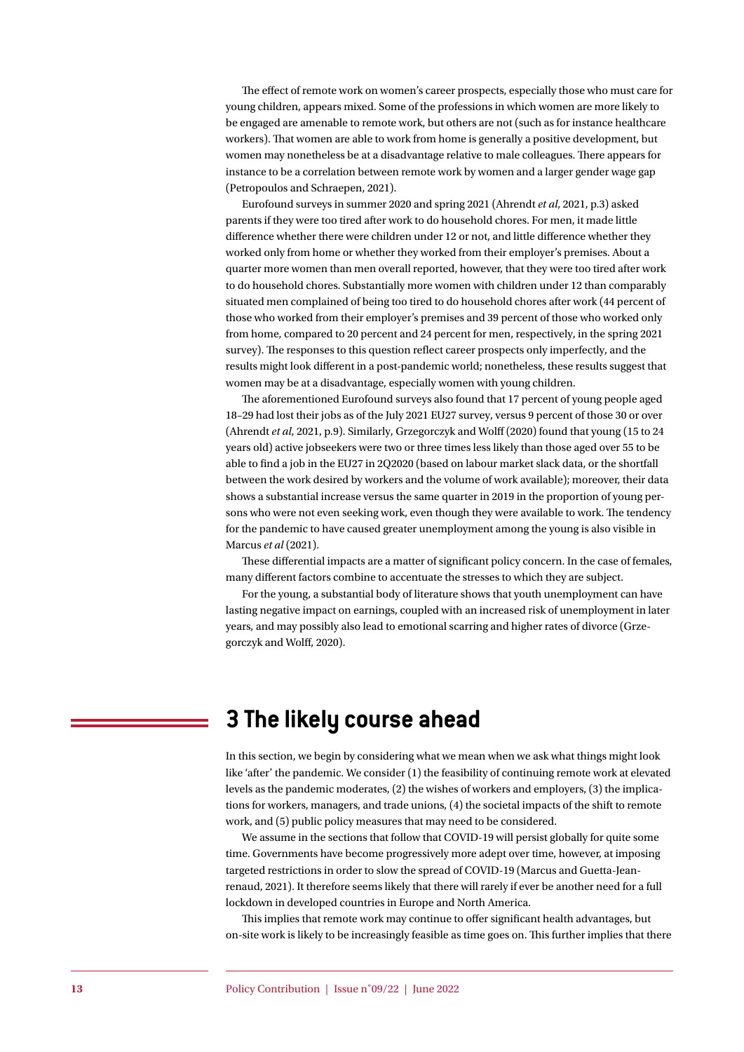The effect of remote work on women's career prospects, especially those who must care for young children, appears mixed. Some of the professions in which women are more likely to be engaged are amenable to remote work, but others are not (such as for instance healthcare workers). That women are able to work from home is generally a positive development, but women may nonetheless be at a disadvantage relative to male colleagues. There appears for instance to be a correlation between remote work by women and a larger gender wage gap (Petropoulos and Schraepen, 2021).

Eurofound surveys in summer 2020 and spring 2021 (Ahrendt *et al*, 2021, p.3) asked parents if they were too tired after work to do household chores. For men, it made little difference whether there were children under 12 or not, and little difference whether they worked only from home or whether they worked from their employer's premises. About a quarter more women than men overall reported, however, that they were too tired after work to do household chores. Substantially more women with children under 12 than comparably situated men complained of being too tired to do household chores after work (44 percent of those who worked from their employer's premises and 39 percent of those who worked only from home, compared to 20 percent and 24 percent for men, respectively, in the spring 2021 survey). The responses to this question reflect career prospects only imperfectly, and the results might look different in a post-pandemic world; nonetheless, these results suggest that women may be at a disadvantage, especially women with young children.

The aforementioned Eurofound surveys also found that 17 percent of young people aged 18–29 had lost their jobs as of the July 2021 EU27 survey, versus 9 percent of those 30 or over (Ahrendt *et al*, 2021, p.9). Similarly, Grzegorczyk and Wolff (2020) found that young (15 to 24 years old) active jobseekers were two or three times less likely than those aged over 55 to be able to find a job in the EU27 in 2Q2020 (based on labour market slack data, or the shortfall between the work desired by workers and the volume of work available); moreover, their data shows a substantial increase versus the same quarter in 2019 in the proportion of young persons who were not even seeking work, even though they were available to work. The tendency for the pandemic to have caused greater unemployment among the young is also visible in Marcus *et al* (2021).

These differential impacts are a matter of significant policy concern. In the case of females, many different factors combine to accentuate the stresses to which they are subject.

For the young, a substantial body of literature shows that youth unemployment can have lasting negative impact on earnings, coupled with an increased risk of unemployment in later years, and may possibly also lead to emotional scarring and higher rates of divorce (Grzegorczyk and Wolff, 2020).

# 3 The likely course ahead

In this section, we begin by considering what we mean when we ask what things might look like 'after' the pandemic. We consider (1) the feasibility of continuing remote work at elevated levels as the pandemic moderates, (2) the wishes of workers and employers, (3) the implications for workers, managers, and trade unions, (4) the societal impacts of the shift to remote work, and (5) public policy measures that may need to be considered.

We assume in the sections that follow that COVID-19 will persist globally for quite some time. Governments have become progressively more adept over time, however, at imposing targeted restrictions in order to slow the spread of COVID-19 (Marcus and Guetta-Jeanrenaud, 2021). It therefore seems likely that there will rarely if ever be another need for a full lockdown in developed countries in Europe and North America.

This implies that remote work may continue to offer significant health advantages, but on-site work is likely to be increasingly feasible as time goes on. This further implies that there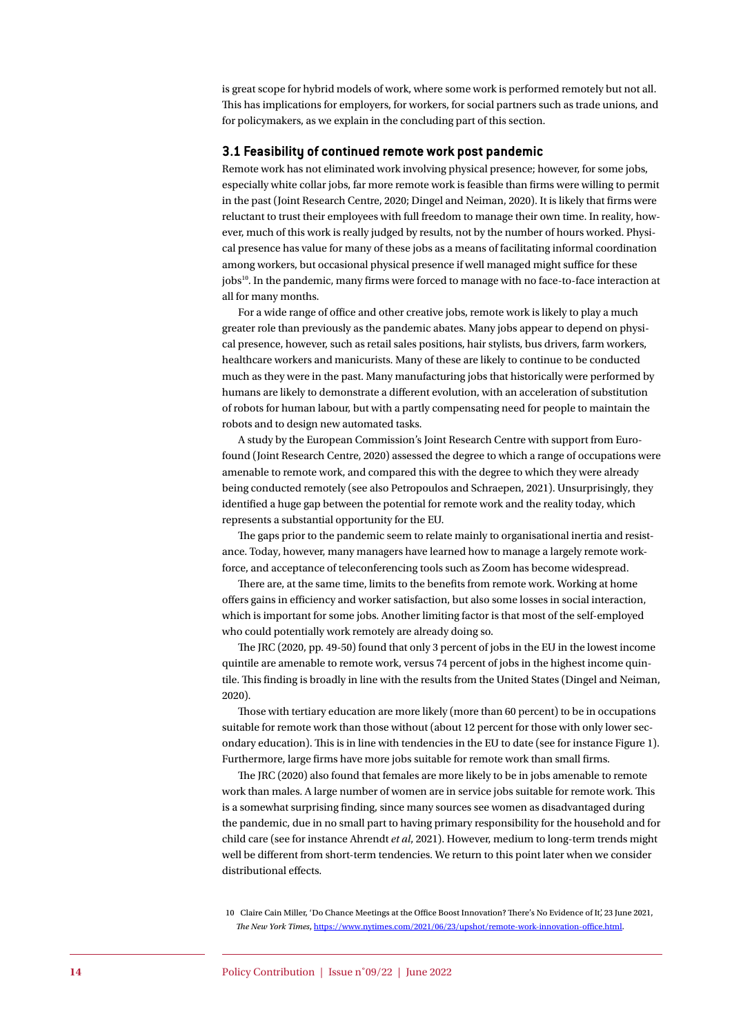is great scope for hybrid models of work, where some work is performed remotely but not all. This has implications for employers, for workers, for social partners such as trade unions, and for policymakers, as we explain in the concluding part of this section.

### 3.1 Feasibility of continued remote work post pandemic

Remote work has not eliminated work involving physical presence; however, for some jobs, especially white collar jobs, far more remote work is feasible than firms were willing to permit in the past (Joint Research Centre, 2020; Dingel and Neiman, 2020). It is likely that firms were reluctant to trust their employees with full freedom to manage their own time. In reality, however, much of this work is really judged by results, not by the number of hours worked. Physical presence has value for many of these jobs as a means of facilitating informal coordination among workers, but occasional physical presence if well managed might suffice for these jobs[10]. In the pandemic, many firms were forced to manage with no face-to-face interaction at all for many months.

For a wide range of office and other creative jobs, remote work is likely to play a much greater role than previously as the pandemic abates. Many jobs appear to depend on physical presence, however, such as retail sales positions, hair stylists, bus drivers, farm workers, healthcare workers and manicurists. Many of these are likely to continue to be conducted much as they were in the past. Many manufacturing jobs that historically were performed by humans are likely to demonstrate a different evolution, with an acceleration of substitution of robots for human labour, but with a partly compensating need for people to maintain the robots and to design new automated tasks.

A study by the European Commission's Joint Research Centre with support from Eurofound (Joint Research Centre, 2020) assessed the degree to which a range of occupations were amenable to remote work, and compared this with the degree to which they were already being conducted remotely (see also Petropoulos and Schraepen, 2021). Unsurprisingly, they identified a huge gap between the potential for remote work and the reality today, which represents a substantial opportunity for the EU.

The gaps prior to the pandemic seem to relate mainly to organisational inertia and resistance. Today, however, many managers have learned how to manage a largely remote workforce, and acceptance of teleconferencing tools such as Zoom has become widespread.

There are, at the same time, limits to the benefits from remote work. Working at home offers gains in efficiency and worker satisfaction, but also some losses in social interaction, which is important for some jobs. Another limiting factor is that most of the self-employed who could potentially work remotely are already doing so.

The JRC (2020, pp. 49-50) found that only 3 percent of jobs in the EU in the lowest income quintile are amenable to remote work, versus 74 percent of jobs in the highest income quintile. This finding is broadly in line with the results from the United States (Dingel and Neiman, 2020).

Those with tertiary education are more likely (more than 60 percent) to be in occupations suitable for remote work than those without (about 12 percent for those with only lower secondary education). This is in line with tendencies in the EU to date (see for instance Figure 1). Furthermore, large firms have more jobs suitable for remote work than small firms.

The JRC (2020) also found that females are more likely to be in jobs amenable to remote work than males. A large number of women are in service jobs suitable for remote work. This is a somewhat surprising finding, since many sources see women as disadvantaged during the pandemic, due in no small part to having primary responsibility for the household and for child care (see for instance Ahrendt *et al*, 2021). However, medium to long-term trends might well be different from short-term tendencies. We return to this point later when we consider distributional effects.

10 Claire Cain Miller, 'Do Chance Meetings at the Office Boost Innovation? There's No Evidence of It', 23 June 2021, *The New York Times*, https://www.nytimes.com/2021/06/23/upshot/remote-work-innovation-office.html.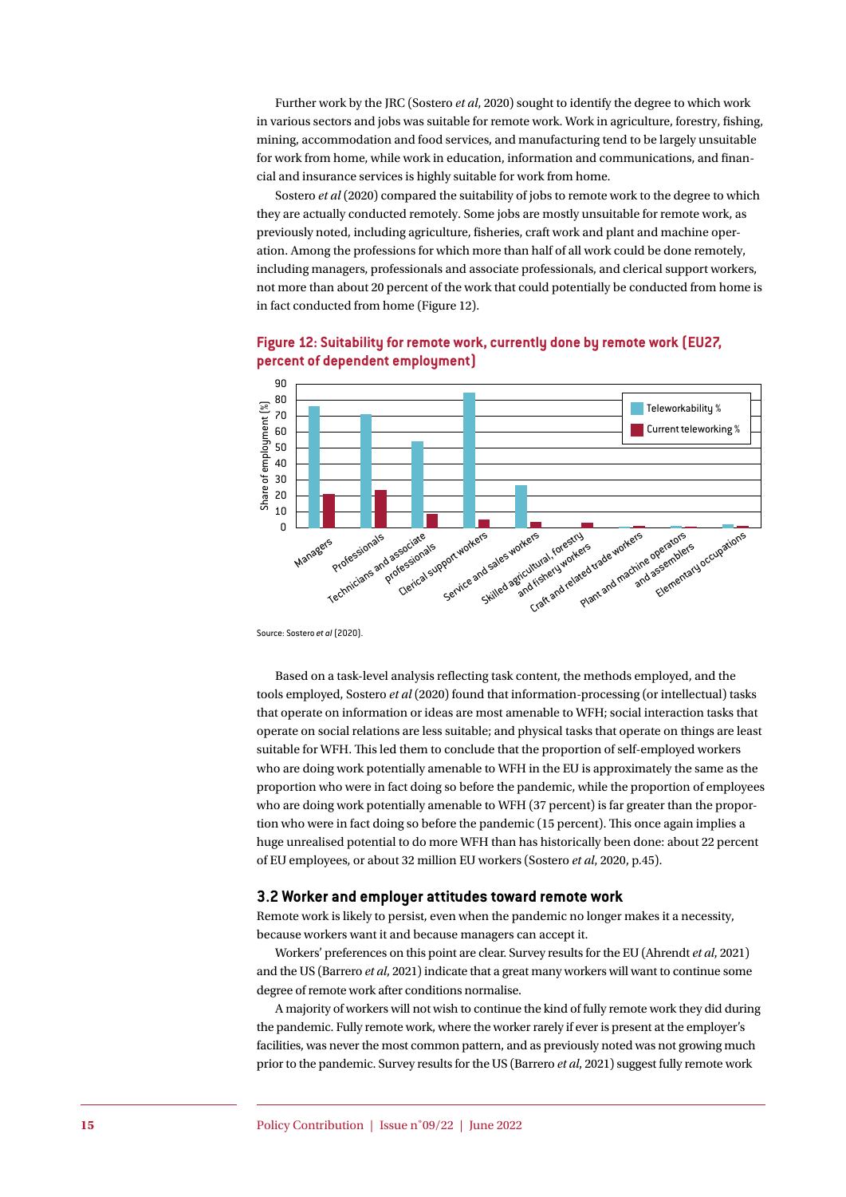Further work by the JRC (Sostero *et al*, 2020) sought to identify the degree to which work in various sectors and jobs was suitable for remote work. Work in agriculture, forestry, fishing, mining, accommodation and food services, and manufacturing tend to be largely unsuitable for work from home, while work in education, information and communications, and financial and insurance services is highly suitable for work from home.

Sostero *et al* (2020) compared the suitability of jobs to remote work to the degree to which they are actually conducted remotely. Some jobs are mostly unsuitable for remote work, as previously noted, including agriculture, fisheries, craft work and plant and machine operation. Among the professions for which more than half of all work could be done remotely, including managers, professionals and associate professionals, and clerical support workers, not more than about 20 percent of the work that could potentially be conducted from home is in fact conducted from home (Figure 12).

**Figure 12: Suitability for remote work, currently done by remote work (EU27, percent of dependent employment)**

Source: Sostero *et al* (2020).

Based on a task-level analysis reflecting task content, the methods employed, and the tools employed, Sostero *et al* (2020) found that information-processing (or intellectual) tasks that operate on information or ideas are most amenable to WFH; social interaction tasks that operate on social relations are less suitable; and physical tasks that operate on things are least suitable for WFH. This led them to conclude that the proportion of self-employed workers who are doing work potentially amenable to WFH in the EU is approximately the same as the proportion who were in fact doing so before the pandemic, while the proportion of employees who are doing work potentially amenable to WFH (37 percent) is far greater than the proportion who were in fact doing so before the pandemic (15 percent). This once again implies a huge unrealised potential to do more WFH than has historically been done: about 22 percent of EU employees, or about 32 million EU workers (Sostero *et al*, 2020, p.45).

### 3.2 Worker and employer attitudes toward remote work

Remote work is likely to persist, even when the pandemic no longer makes it a necessity, because workers want it and because managers can accept it.

Workers' preferences on this point are clear. Survey results for the EU (Ahrendt *et al*, 2021) and the US (Barrero *et al*, 2021) indicate that a great many workers will want to continue some degree of remote work after conditions normalise.

A majority of workers will not wish to continue the kind of fully remote work they did during the pandemic. Fully remote work, where the worker rarely if ever is present at the employer's facilities, was never the most common pattern, and as previously noted was not growing much prior to the pandemic. Survey results for the US (Barrero *et al*, 2021) suggest fully remote work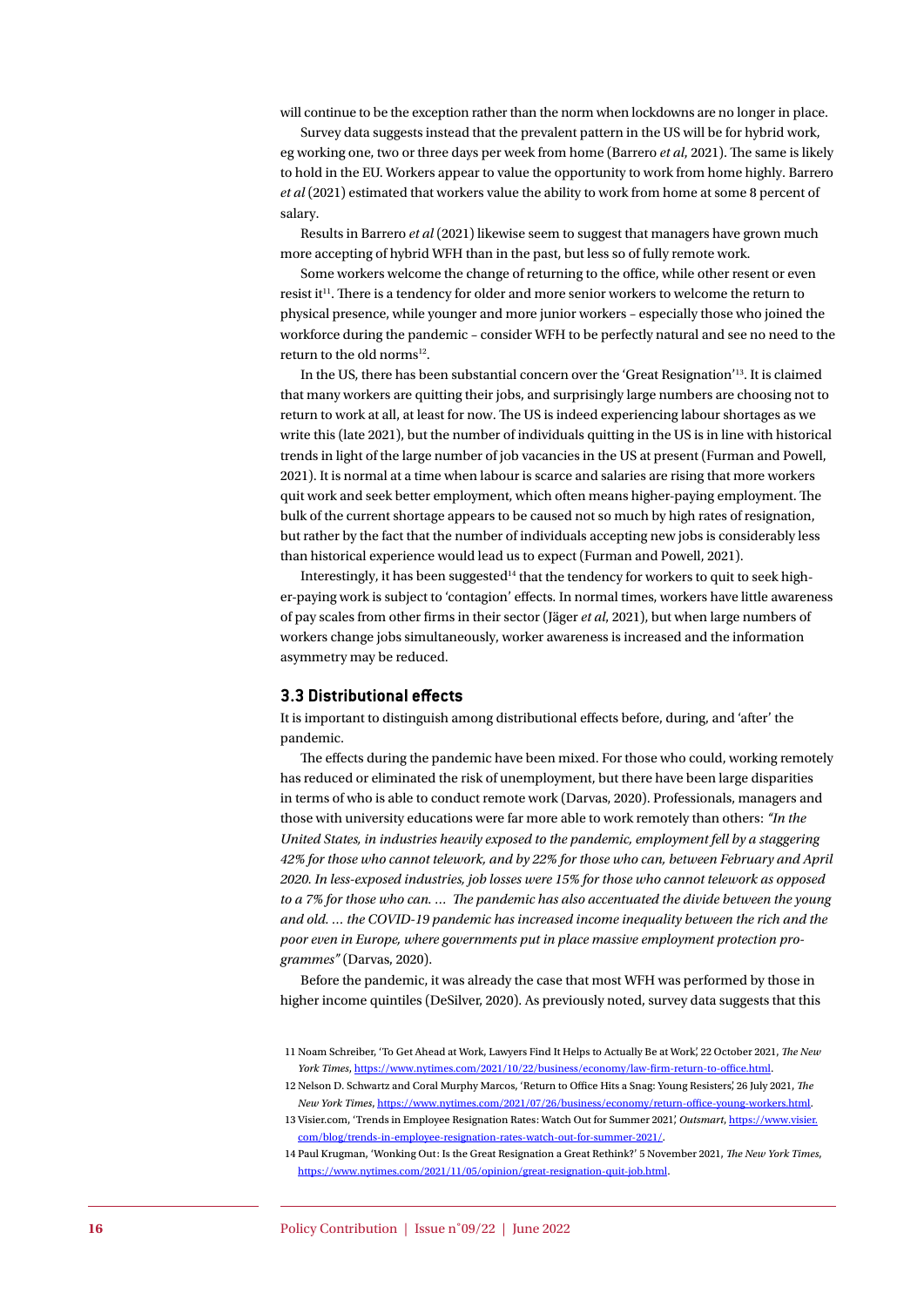will continue to be the exception rather than the norm when lockdowns are no longer in place.

Survey data suggests instead that the prevalent pattern in the US will be for hybrid work, eg working one, two or three days per week from home (Barrero *et al*, 2021). The same is likely to hold in the EU. Workers appear to value the opportunity to work from home highly. Barrero *et al* (2021) estimated that workers value the ability to work from home at some 8 percent of salary.

Results in Barrero *et al* (2021) likewise seem to suggest that managers have grown much more accepting of hybrid WFH than in the past, but less so of fully remote work.

Some workers welcome the change of returning to the office, while other resent or even resist it[11]. There is a tendency for older and more senior workers to welcome the return to physical presence, while younger and more junior workers – especially those who joined the workforce during the pandemic – consider WFH to be perfectly natural and see no need to the return to the old norms[12].

In the US, there has been substantial concern over the 'Great Resignation'[13]. It is claimed that many workers are quitting their jobs, and surprisingly large numbers are choosing not to return to work at all, at least for now. The US is indeed experiencing labour shortages as we write this (late 2021), but the number of individuals quitting in the US is in line with historical trends in light of the large number of job vacancies in the US at present (Furman and Powell, 2021). It is normal at a time when labour is scarce and salaries are rising that more workers quit work and seek better employment, which often means higher-paying employment. The bulk of the current shortage appears to be caused not so much by high rates of resignation, but rather by the fact that the number of individuals accepting new jobs is considerably less than historical experience would lead us to expect (Furman and Powell, 2021).

Interestingly, it has been suggested[14] that the tendency for workers to quit to seek higher-paying work is subject to 'contagion' effects. In normal times, workers have little awareness of pay scales from other firms in their sector (Jäger *et al*, 2021), but when large numbers of workers change jobs simultaneously, worker awareness is increased and the information asymmetry may be reduced.

### 3.3 Distributional effects

It is important to distinguish among distributional effects before, during, and 'after' the pandemic.

The effects during the pandemic have been mixed. For those who could, working remotely has reduced or eliminated the risk of unemployment, but there have been large disparities in terms of who is able to conduct remote work (Darvas, 2020). Professionals, managers and those with university educations were far more able to work remotely than others: *"In the United States, in industries heavily exposed to the pandemic, employment fell by a staggering 42% for those who cannot telework, and by 22% for those who can, between February and April 2020. In less-exposed industries, job losses were 15% for those who cannot telework as opposed to a 7% for those who can. … The pandemic has also accentuated the divide between the young and old. … the COVID-19 pandemic has increased income inequality between the rich and the poor even in Europe, where governments put in place massive employment protection programmes"* (Darvas, 2020).

Before the pandemic, it was already the case that most WFH was performed by those in higher income quintiles (DeSilver, 2020). As previously noted, survey data suggests that this

11 Noam Schreiber, 'To Get Ahead at Work, Lawyers Find It Helps to Actually Be at Work', 22 October 2021, *The New York Times*, https://www.nytimes.com/2021/10/22/business/economy/law-firm-return-to-office.html.

12 Nelson D. Schwartz and Coral Murphy Marcos, 'Return to Office Hits a Snag: Young Resisters', 26 July 2021, *The New York Times*, https://www.nytimes.com/2021/07/26/business/economy/return-office-young-workers.html.

13 Visier.com, 'Trends in Employee Resignation Rates: Watch Out for Summer 2021', *Outsmart*, https://www.visier.com/blog/trends-in-employee-resignation-rates-watch-out-for-summer-2021/.

14 Paul Krugman, 'Wonking Out: Is the Great Resignation a Great Rethink?' 5 November 2021, *The New York Times*, https://www.nytimes.com/2021/11/05/opinion/great-resignation-quit-job.html.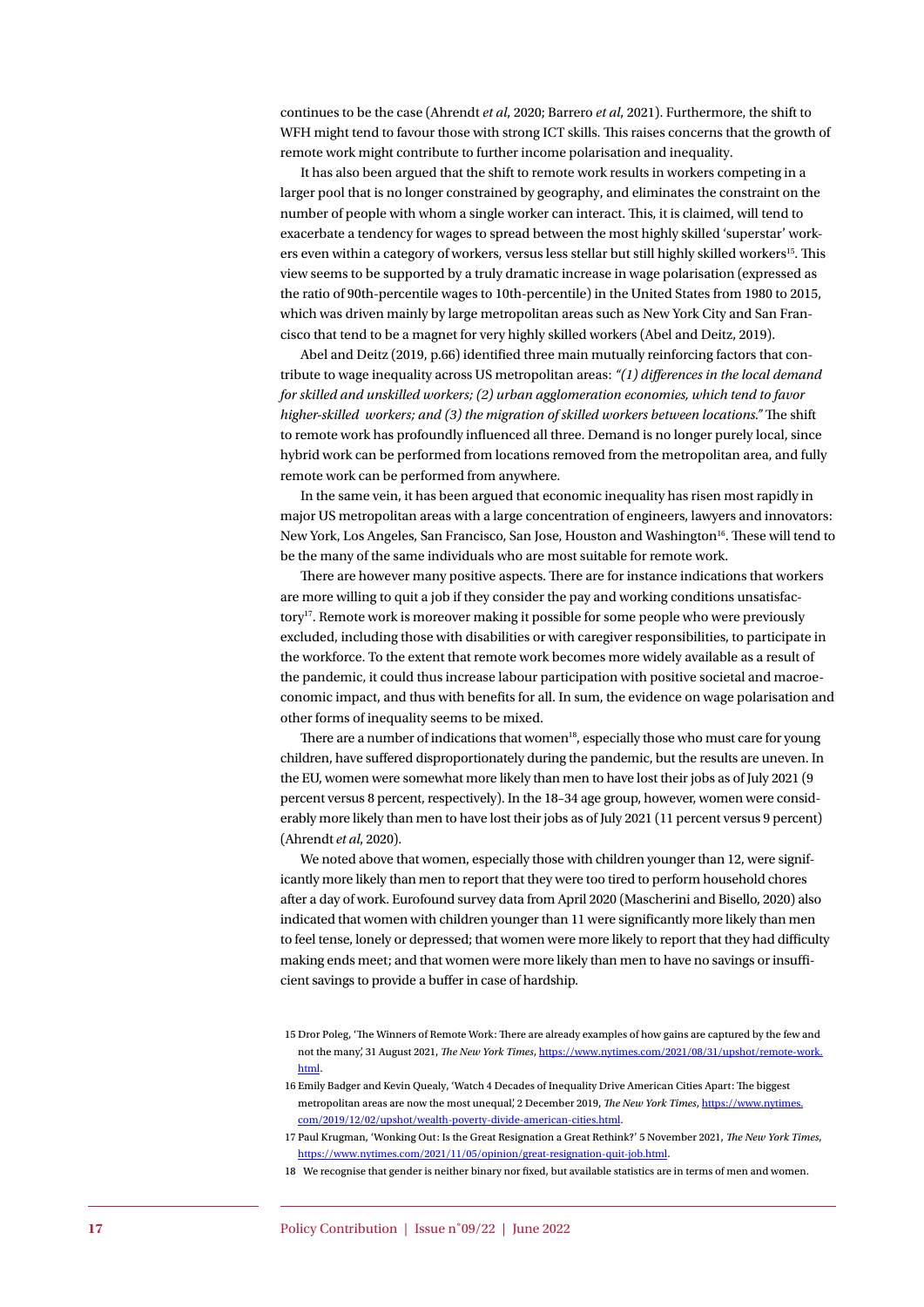continues to be the case (Ahrendt *et al*, 2020; Barrero *et al*, 2021). Furthermore, the shift to WFH might tend to favour those with strong ICT skills. This raises concerns that the growth of remote work might contribute to further income polarisation and inequality.

It has also been argued that the shift to remote work results in workers competing in a larger pool that is no longer constrained by geography, and eliminates the constraint on the number of people with whom a single worker can interact. This, it is claimed, will tend to exacerbate a tendency for wages to spread between the most highly skilled 'superstar' workers even within a category of workers, versus less stellar but still highly skilled workers[15]. This view seems to be supported by a truly dramatic increase in wage polarisation (expressed as the ratio of 90th-percentile wages to 10th-percentile) in the United States from 1980 to 2015, which was driven mainly by large metropolitan areas such as New York City and San Francisco that tend to be a magnet for very highly skilled workers (Abel and Deitz, 2019).

Abel and Deitz (2019, p.66) identified three main mutually reinforcing factors that contribute to wage inequality across US metropolitan areas: *"(1) differences in the local demand for skilled and unskilled workers; (2) urban agglomeration economies, which tend to favor higher-skilled workers; and (3) the migration of skilled workers between locations."* The shift to remote work has profoundly influenced all three. Demand is no longer purely local, since hybrid work can be performed from locations removed from the metropolitan area, and fully remote work can be performed from anywhere.

In the same vein, it has been argued that economic inequality has risen most rapidly in major US metropolitan areas with a large concentration of engineers, lawyers and innovators: New York, Los Angeles, San Francisco, San Jose, Houston and Washington[16]. These will tend to be the many of the same individuals who are most suitable for remote work.

There are however many positive aspects. There are for instance indications that workers are more willing to quit a job if they consider the pay and working conditions unsatisfactory[17]. Remote work is moreover making it possible for some people who were previously excluded, including those with disabilities or with caregiver responsibilities, to participate in the workforce. To the extent that remote work becomes more widely available as a result of the pandemic, it could thus increase labour participation with positive societal and macroeconomic impact, and thus with benefits for all. In sum, the evidence on wage polarisation and other forms of inequality seems to be mixed.

There are a number of indications that women[18], especially those who must care for young children, have suffered disproportionately during the pandemic, but the results are uneven. In the EU, women were somewhat more likely than men to have lost their jobs as of July 2021 (9 percent versus 8 percent, respectively). In the 18–34 age group, however, women were considerably more likely than men to have lost their jobs as of July 2021 (11 percent versus 9 percent) (Ahrendt *et al*, 2020).

We noted above that women, especially those with children younger than 12, were significantly more likely than men to report that they were too tired to perform household chores after a day of work. Eurofound survey data from April 2020 (Mascherini and Bisello, 2020) also indicated that women with children younger than 11 were significantly more likely than men to feel tense, lonely or depressed; that women were more likely to report that they had difficulty making ends meet; and that women were more likely than men to have no savings or insufficient savings to provide a buffer in case of hardship.

15 Dror Poleg, 'The Winners of Remote Work: There are already examples of how gains are captured by the few and not the many', 31 August 2021, *The New York Times*, https://www.nytimes.com/2021/08/31/upshot/remote-work.html.

16 Emily Badger and Kevin Quealy, 'Watch 4 Decades of Inequality Drive American Cities Apart: The biggest metropolitan areas are now the most unequal', 2 December 2019, *The New York Times*, https://www.nytimes.com/2019/12/02/upshot/wealth-poverty-divide-american-cities.html.

17 Paul Krugman, 'Wonking Out: Is the Great Resignation a Great Rethink?' 5 November 2021, *The New York Times*, https://www.nytimes.com/2021/11/05/opinion/great-resignation-quit-job.html.

18 We recognise that gender is neither binary nor fixed, but available statistics are in terms of men and women.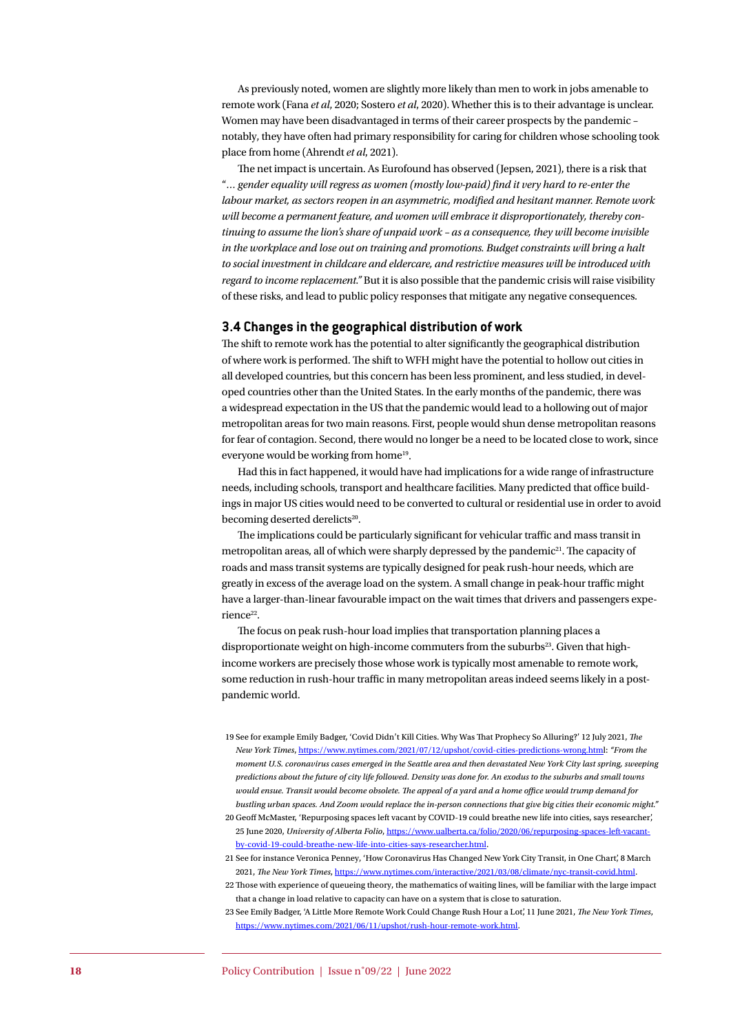As previously noted, women are slightly more likely than men to work in jobs amenable to remote work (Fana *et al*, 2020; Sostero *et al*, 2020). Whether this is to their advantage is unclear. Women may have been disadvantaged in terms of their career prospects by the pandemic – notably, they have often had primary responsibility for caring for children whose schooling took place from home (Ahrendt *et al*, 2021).

The net impact is uncertain. As Eurofound has observed (Jepsen, 2021), there is a risk that "*… gender equality will regress as women (mostly low-paid) find it very hard to re-enter the labour market, as sectors reopen in an asymmetric, modified and hesitant manner. Remote work will become a permanent feature, and women will embrace it disproportionately, thereby continuing to assume the lion's share of unpaid work – as a consequence, they will become invisible in the workplace and lose out on training and promotions. Budget constraints will bring a halt to social investment in childcare and eldercare, and restrictive measures will be introduced with regard to income replacement."* But it is also possible that the pandemic crisis will raise visibility of these risks, and lead to public policy responses that mitigate any negative consequences.

### 3.4 Changes in the geographical distribution of work

The shift to remote work has the potential to alter significantly the geographical distribution of where work is performed. The shift to WFH might have the potential to hollow out cities in all developed countries, but this concern has been less prominent, and less studied, in developed countries other than the United States. In the early months of the pandemic, there was a widespread expectation in the US that the pandemic would lead to a hollowing out of major metropolitan areas for two main reasons. First, people would shun dense metropolitan reasons for fear of contagion. Second, there would no longer be a need to be located close to work, since everyone would be working from home[19].

Had this in fact happened, it would have had implications for a wide range of infrastructure needs, including schools, transport and healthcare facilities. Many predicted that office buildings in major US cities would need to be converted to cultural or residential use in order to avoid becoming deserted derelicts[20].

The implications could be particularly significant for vehicular traffic and mass transit in metropolitan areas, all of which were sharply depressed by the pandemic[21]. The capacity of roads and mass transit systems are typically designed for peak rush-hour needs, which are greatly in excess of the average load on the system. A small change in peak-hour traffic might have a larger-than-linear favourable impact on the wait times that drivers and passengers experience[22].

The focus on peak rush-hour load implies that transportation planning places a disproportionate weight on high-income commuters from the suburbs[23]. Given that high-income workers are precisely those whose work is typically most amenable to remote work, some reduction in rush-hour traffic in many metropolitan areas indeed seems likely in a post-pandemic world.

19 See for example Emily Badger, 'Covid Didn't Kill Cities. Why Was That Prophecy So Alluring?' 12 July 2021, *The New York Times*, https://www.nytimes.com/2021/07/12/upshot/covid-cities-predictions-wrong.html: *"From the moment U.S. coronavirus cases emerged in the Seattle area and then devastated New York City last spring, sweeping predictions about the future of city life followed. Density was done for. An exodus to the suburbs and small towns would ensue. Transit would become obsolete. The appeal of a yard and a home office would trump demand for bustling urban spaces. And Zoom would replace the in-person connections that give big cities their economic might."*

20 Geoff McMaster, 'Repurposing spaces left vacant by COVID-19 could breathe new life into cities, says researcher', 25 June 2020, *University of Alberta Folio*, https://www.ualberta.ca/folio/2020/06/repurposing-spaces-left-vacant-by-covid-19-could-breathe-new-life-into-cities-says-researcher.html.

21 See for instance Veronica Penney, 'How Coronavirus Has Changed New York City Transit, in One Chart', 8 March 2021, *The New York Times*, https://www.nytimes.com/interactive/2021/03/08/climate/nyc-transit-covid.html.

22 Those with experience of queueing theory, the mathematics of waiting lines, will be familiar with the large impact that a change in load relative to capacity can have on a system that is close to saturation.

23 See Emily Badger, 'A Little More Remote Work Could Change Rush Hour a Lot', 11 June 2021, *The New York Times*, https://www.nytimes.com/2021/06/11/upshot/rush-hour-remote-work.html.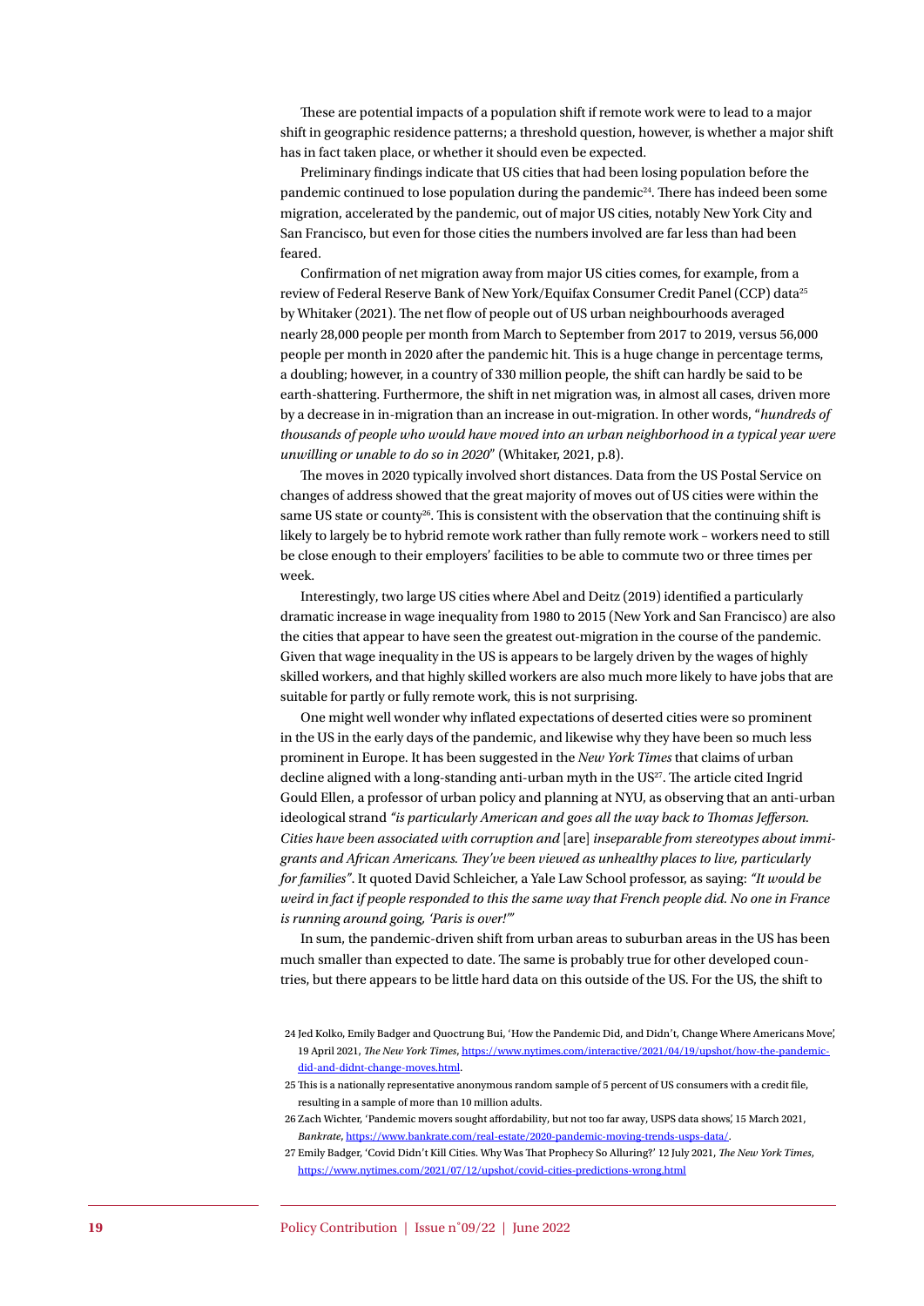These are potential impacts of a population shift if remote work were to lead to a major shift in geographic residence patterns; a threshold question, however, is whether a major shift has in fact taken place, or whether it should even be expected.

Preliminary findings indicate that US cities that had been losing population before the pandemic continued to lose population during the pandemic[24]. There has indeed been some migration, accelerated by the pandemic, out of major US cities, notably New York City and San Francisco, but even for those cities the numbers involved are far less than had been feared.

Confirmation of net migration away from major US cities comes, for example, from a review of Federal Reserve Bank of New York/Equifax Consumer Credit Panel (CCP) data[25] by Whitaker (2021). The net flow of people out of US urban neighbourhoods averaged nearly 28,000 people per month from March to September from 2017 to 2019, versus 56,000 people per month in 2020 after the pandemic hit. This is a huge change in percentage terms, a doubling; however, in a country of 330 million people, the shift can hardly be said to be earth-shattering. Furthermore, the shift in net migration was, in almost all cases, driven more by a decrease in in-migration than an increase in out-migration. In other words, "*hundreds of thousands of people who would have moved into an urban neighborhood in a typical year were unwilling or unable to do so in 2020*" (Whitaker, 2021, p.8).

The moves in 2020 typically involved short distances. Data from the US Postal Service on changes of address showed that the great majority of moves out of US cities were within the same US state or county[26]. This is consistent with the observation that the continuing shift is likely to largely be to hybrid remote work rather than fully remote work – workers need to still be close enough to their employers' facilities to be able to commute two or three times per week.

Interestingly, two large US cities where Abel and Deitz (2019) identified a particularly dramatic increase in wage inequality from 1980 to 2015 (New York and San Francisco) are also the cities that appear to have seen the greatest out-migration in the course of the pandemic. Given that wage inequality in the US is appears to be largely driven by the wages of highly skilled workers, and that highly skilled workers are also much more likely to have jobs that are suitable for partly or fully remote work, this is not surprising.

One might well wonder why inflated expectations of deserted cities were so prominent in the US in the early days of the pandemic, and likewise why they have been so much less prominent in Europe. It has been suggested in the *New York Times* that claims of urban decline aligned with a long-standing anti-urban myth in the US[27]. The article cited Ingrid Gould Ellen, a professor of urban policy and planning at NYU, as observing that an anti-urban ideological strand *"is particularly American and goes all the way back to Thomas Jefferson. Cities have been associated with corruption and* [are] *inseparable from stereotypes about immigrants and African Americans. They've been viewed as unhealthy places to live, particularly for families"*. It quoted David Schleicher, a Yale Law School professor, as saying: *"It would be weird in fact if people responded to this the same way that French people did. No one in France is running around going, 'Paris is over!'"*

In sum, the pandemic-driven shift from urban areas to suburban areas in the US has been much smaller than expected to date. The same is probably true for other developed countries, but there appears to be little hard data on this outside of the US. For the US, the shift to

24 Jed Kolko, Emily Badger and Quoctrung Bui, 'How the Pandemic Did, and Didn't, Change Where Americans Move', 19 April 2021, *The New York Times*, https://www.nytimes.com/interactive/2021/04/19/upshot/how-the-pandemic-did-and-didnt-change-moves.html.

25 This is a nationally representative anonymous random sample of 5 percent of US consumers with a credit file, resulting in a sample of more than 10 million adults.

26 Zach Wichter, 'Pandemic movers sought affordability, but not too far away, USPS data shows', 15 March 2021, *Bankrate*, https://www.bankrate.com/real-estate/2020-pandemic-moving-trends-usps-data/.

27 Emily Badger, 'Covid Didn't Kill Cities. Why Was That Prophecy So Alluring?' 12 July 2021, *The New York Times*, https://www.nytimes.com/2021/07/12/upshot/covid-cities-predictions-wrong.html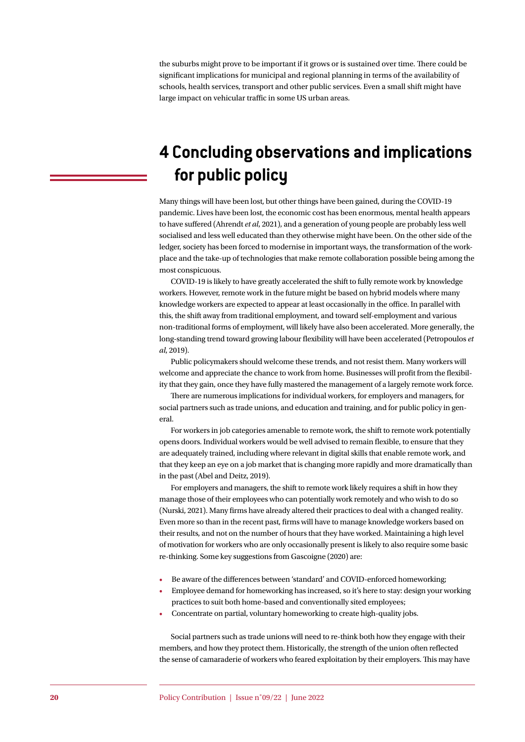the suburbs might prove to be important if it grows or is sustained over time. There could be significant implications for municipal and regional planning in terms of the availability of schools, health services, transport and other public services. Even a small shift might have large impact on vehicular traffic in some US urban areas.

# 4 Concluding observations and implications for public policy

Many things will have been lost, but other things have been gained, during the COVID-19 pandemic. Lives have been lost, the economic cost has been enormous, mental health appears to have suffered (Ahrendt *et al*, 2021), and a generation of young people are probably less well socialised and less well educated than they otherwise might have been. On the other side of the ledger, society has been forced to modernise in important ways, the transformation of the workplace and the take-up of technologies that make remote collaboration possible being among the most conspicuous.

COVID-19 is likely to have greatly accelerated the shift to fully remote work by knowledge workers. However, remote work in the future might be based on hybrid models where many knowledge workers are expected to appear at least occasionally in the office. In parallel with this, the shift away from traditional employment, and toward self-employment and various non-traditional forms of employment, will likely have also been accelerated. More generally, the long-standing trend toward growing labour flexibility will have been accelerated (Petropoulos *et al*, 2019).

Public policymakers should welcome these trends, and not resist them. Many workers will welcome and appreciate the chance to work from home. Businesses will profit from the flexibility that they gain, once they have fully mastered the management of a largely remote work force.

There are numerous implications for individual workers, for employers and managers, for social partners such as trade unions, and education and training, and for public policy in general.

For workers in job categories amenable to remote work, the shift to remote work potentially opens doors. Individual workers would be well advised to remain flexible, to ensure that they are adequately trained, including where relevant in digital skills that enable remote work, and that they keep an eye on a job market that is changing more rapidly and more dramatically than in the past (Abel and Deitz, 2019).

For employers and managers, the shift to remote work likely requires a shift in how they manage those of their employees who can potentially work remotely and who wish to do so (Nurski, 2021). Many firms have already altered their practices to deal with a changed reality. Even more so than in the recent past, firms will have to manage knowledge workers based on their results, and not on the number of hours that they have worked. Maintaining a high level of motivation for workers who are only occasionally present is likely to also require some basic re-thinking. Some key suggestions from Gascoigne (2020) are:

- Be aware of the differences between 'standard' and COVID-enforced homeworking;
- Employee demand for homeworking has increased, so it's here to stay: design your working practices to suit both home-based and conventionally sited employees;
- Concentrate on partial, voluntary homeworking to create high-quality jobs.

Social partners such as trade unions will need to re-think both how they engage with their members, and how they protect them. Historically, the strength of the union often reflected the sense of camaraderie of workers who feared exploitation by their employers. This may have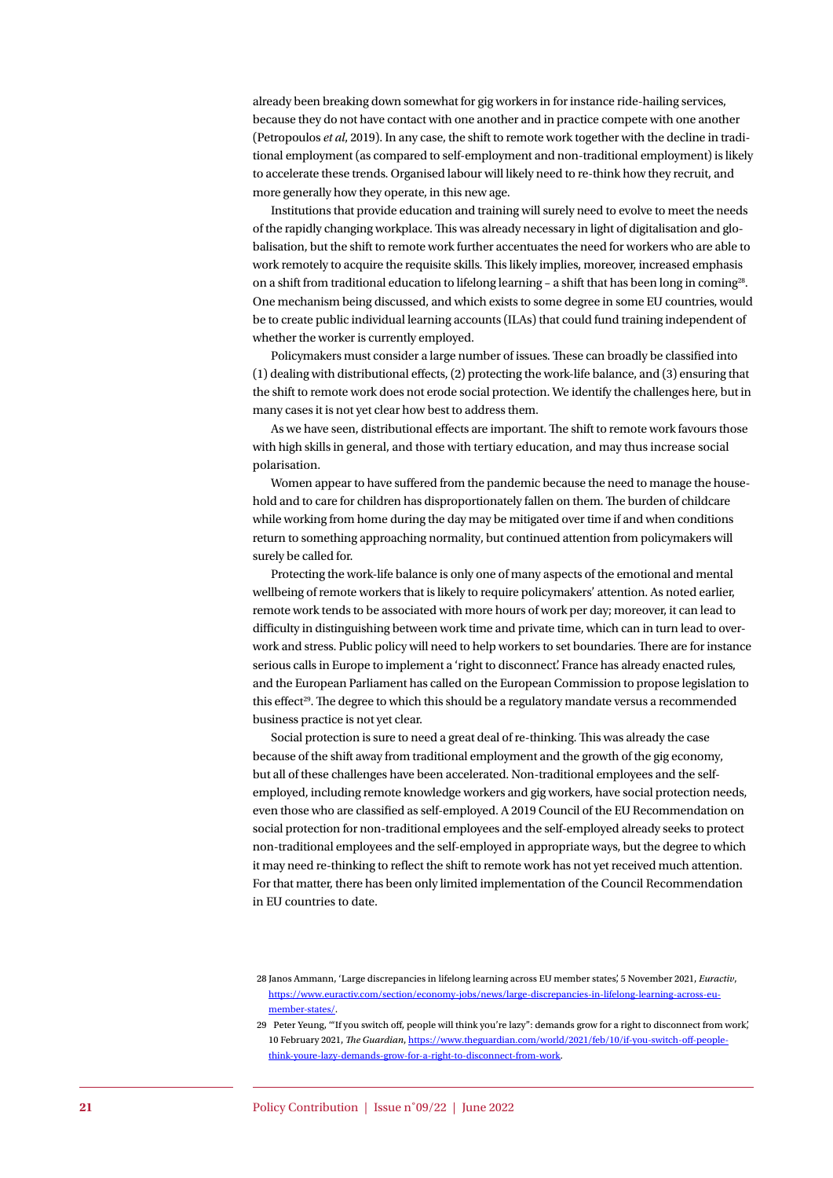already been breaking down somewhat for gig workers in for instance ride-hailing services, because they do not have contact with one another and in practice compete with one another (Petropoulos *et al*, 2019). In any case, the shift to remote work together with the decline in traditional employment (as compared to self-employment and non-traditional employment) is likely to accelerate these trends. Organised labour will likely need to re-think how they recruit, and more generally how they operate, in this new age.

Institutions that provide education and training will surely need to evolve to meet the needs of the rapidly changing workplace. This was already necessary in light of digitalisation and globalisation, but the shift to remote work further accentuates the need for workers who are able to work remotely to acquire the requisite skills. This likely implies, moreover, increased emphasis on a shift from traditional education to lifelong learning – a shift that has been long in coming[28]. One mechanism being discussed, and which exists to some degree in some EU countries, would be to create public individual learning accounts (ILAs) that could fund training independent of whether the worker is currently employed.

Policymakers must consider a large number of issues. These can broadly be classified into (1) dealing with distributional effects, (2) protecting the work-life balance, and (3) ensuring that the shift to remote work does not erode social protection. We identify the challenges here, but in many cases it is not yet clear how best to address them.

As we have seen, distributional effects are important. The shift to remote work favours those with high skills in general, and those with tertiary education, and may thus increase social polarisation.

Women appear to have suffered from the pandemic because the need to manage the household and to care for children has disproportionately fallen on them. The burden of childcare while working from home during the day may be mitigated over time if and when conditions return to something approaching normality, but continued attention from policymakers will surely be called for.

Protecting the work-life balance is only one of many aspects of the emotional and mental wellbeing of remote workers that is likely to require policymakers' attention. As noted earlier, remote work tends to be associated with more hours of work per day; moreover, it can lead to difficulty in distinguishing between work time and private time, which can in turn lead to overwork and stress. Public policy will need to help workers to set boundaries. There are for instance serious calls in Europe to implement a 'right to disconnect'. France has already enacted rules, and the European Parliament has called on the European Commission to propose legislation to this effect[29]. The degree to which this should be a regulatory mandate versus a recommended business practice is not yet clear.

Social protection is sure to need a great deal of re-thinking. This was already the case because of the shift away from traditional employment and the growth of the gig economy, but all of these challenges have been accelerated. Non-traditional employees and the self-employed, including remote knowledge workers and gig workers, have social protection needs, even those who are classified as self-employed. A 2019 Council of the EU Recommendation on social protection for non-traditional employees and the self-employed already seeks to protect non-traditional employees and the self-employed in appropriate ways, but the degree to which it may need re-thinking to reflect the shift to remote work has not yet received much attention. For that matter, there has been only limited implementation of the Council Recommendation in EU countries to date.

28 Janos Ammann, 'Large discrepancies in lifelong learning across EU member states', 5 November 2021, *Euractiv*, https://www.euractiv.com/section/economy-jobs/news/large-discrepancies-in-lifelong-learning-across-eu-member-states/.

29 Peter Yeung, '"If you switch off, people will think you're lazy": demands grow for a right to disconnect from work', 10 February 2021, *The Guardian*, https://www.theguardian.com/world/2021/feb/10/if-you-switch-off-people-think-youre-lazy-demands-grow-for-a-right-to-disconnect-from-work.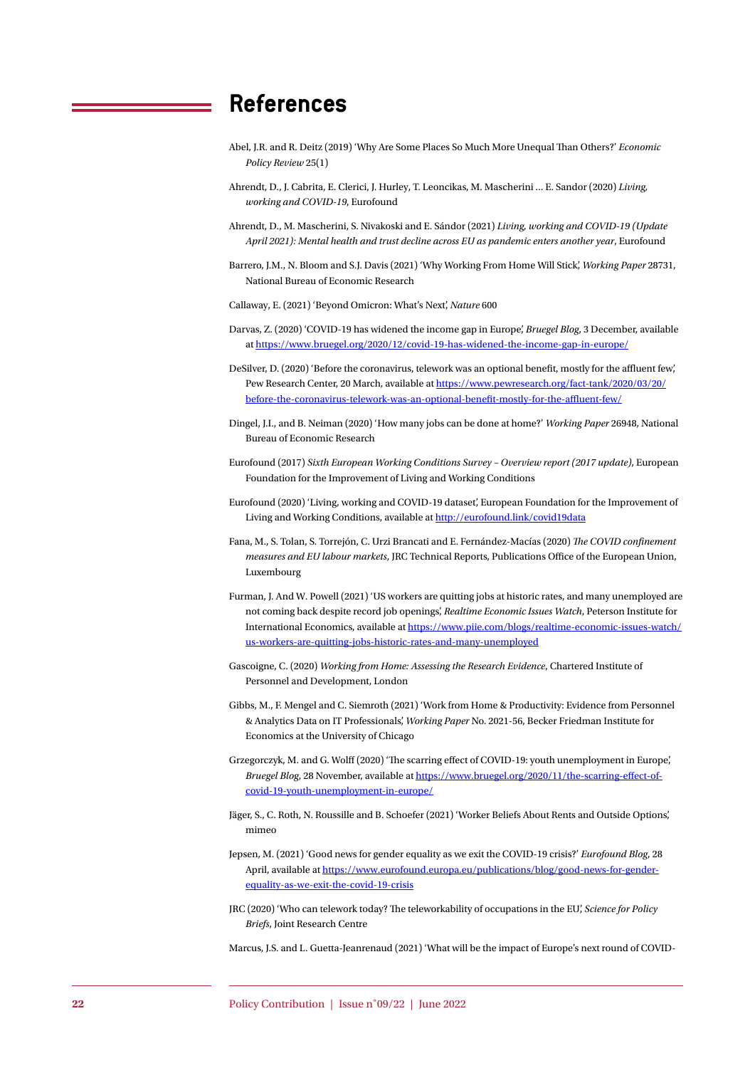# References

Abel, J.R. and R. Deitz (2019) 'Why Are Some Places So Much More Unequal Than Others?' *Economic Policy Review* 25(1)

Ahrendt, D., J. Cabrita, E. Clerici, J. Hurley, T. Leoncikas, M. Mascherini … E. Sandor (2020) *Living, working and COVID-19*, Eurofound

Ahrendt, D., M. Mascherini, S. Nivakoski and E. Sándor (2021) *Living, working and COVID-19 (Update April 2021): Mental health and trust decline across EU as pandemic enters another year*, Eurofound

Barrero, J.M., N. Bloom and S.J. Davis (2021) 'Why Working From Home Will Stick', *Working Paper* 28731, National Bureau of Economic Research

Callaway, E. (2021) 'Beyond Omicron: What's Next', *Nature* 600

Darvas, Z. (2020) 'COVID-19 has widened the income gap in Europe', *Bruegel Blog*, 3 December, available at https://www.bruegel.org/2020/12/covid-19-has-widened-the-income-gap-in-europe/

DeSilver, D. (2020) 'Before the coronavirus, telework was an optional benefit, mostly for the affluent few', Pew Research Center, 20 March, available at https://www.pewresearch.org/fact-tank/2020/03/20/before-the-coronavirus-telework-was-an-optional-benefit-mostly-for-the-affluent-few/

Dingel, J.I., and B. Neiman (2020) 'How many jobs can be done at home?' *Working Paper* 26948, National Bureau of Economic Research

Eurofound (2017) *Sixth European Working Conditions Survey – Overview report (2017 update)*, European Foundation for the Improvement of Living and Working Conditions

Eurofound (2020) 'Living, working and COVID-19 dataset', European Foundation for the Improvement of Living and Working Conditions, available at http://eurofound.link/covid19data

Fana, M., S. Tolan, S. Torrejón, C. Urzi Brancati and E. Fernández-Macías (2020) *The COVID confinement measures and EU labour markets*, JRC Technical Reports, Publications Office of the European Union, Luxembourg

Furman, J. And W. Powell (2021) 'US workers are quitting jobs at historic rates, and many unemployed are not coming back despite record job openings', *Realtime Economic Issues Watch*, Peterson Institute for International Economics, available at https://www.piie.com/blogs/realtime-economic-issues-watch/us-workers-are-quitting-jobs-historic-rates-and-many-unemployed

Gascoigne, C. (2020) *Working from Home: Assessing the Research Evidence*, Chartered Institute of Personnel and Development, London

Gibbs, M., F. Mengel and C. Siemroth (2021) 'Work from Home & Productivity: Evidence from Personnel & Analytics Data on IT Professionals', *Working Paper* No. 2021-56, Becker Friedman Institute for Economics at the University of Chicago

Grzegorczyk, M. and G. Wolff (2020) 'The scarring effect of COVID-19: youth unemployment in Europe', *Bruegel Blog*, 28 November, available at https://www.bruegel.org/2020/11/the-scarring-effect-of-covid-19-youth-unemployment-in-europe/

Jäger, S., C. Roth, N. Roussille and B. Schoefer (2021) 'Worker Beliefs About Rents and Outside Options', mimeo

Jepsen, M. (2021) 'Good news for gender equality as we exit the COVID-19 crisis?' *Eurofound Blog*, 28 April, available at https://www.eurofound.europa.eu/publications/blog/good-news-for-gender-equality-as-we-exit-the-covid-19-crisis

JRC (2020) 'Who can telework today? The teleworkability of occupations in the EU', *Science for Policy Briefs*, Joint Research Centre

Marcus, J.S. and L. Guetta-Jeanrenaud (2021) 'What will be the impact of Europe's next round of COVID-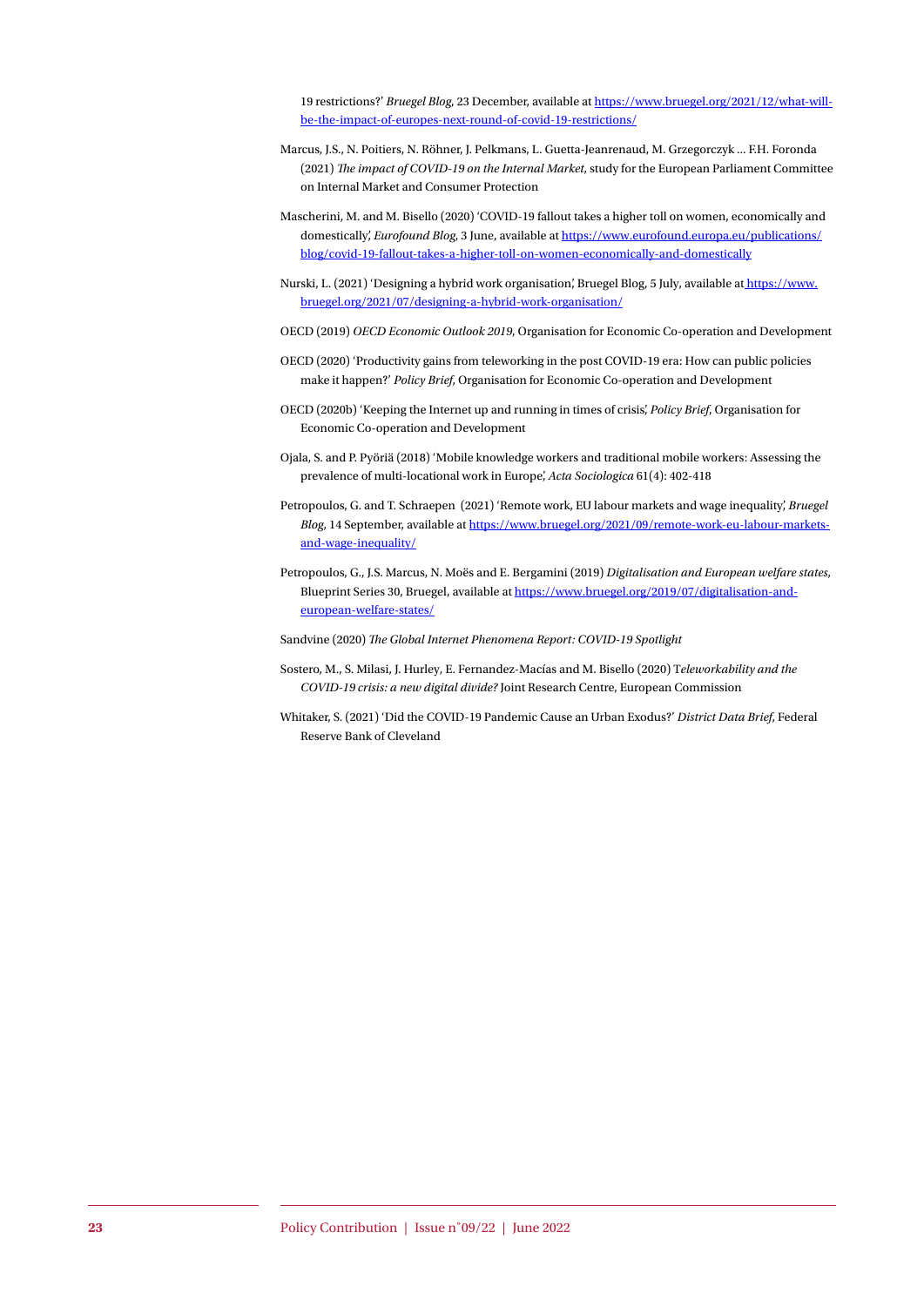19 restrictions?' *Bruegel Blog*, 23 December, available at https://www.bruegel.org/2021/12/what-will-be-the-impact-of-europes-next-round-of-covid-19-restrictions/

Marcus, J.S., N. Poitiers, N. Röhner, J. Pelkmans, L. Guetta-Jeanrenaud, M. Grzegorczyk ... F.H. Foronda (2021) *The impact of COVID-19 on the Internal Market*, study for the European Parliament Committee on Internal Market and Consumer Protection

Mascherini, M. and M. Bisello (2020) 'COVID-19 fallout takes a higher toll on women, economically and domestically', *Eurofound Blog*, 3 June, available at https://www.eurofound.europa.eu/publications/blog/covid-19-fallout-takes-a-higher-toll-on-women-economically-and-domestically

Nurski, L. (2021) 'Designing a hybrid work organisation', Bruegel Blog, 5 July, available at https://www.bruegel.org/2021/07/designing-a-hybrid-work-organisation/

OECD (2019) *OECD Economic Outlook 2019*, Organisation for Economic Co-operation and Development

OECD (2020) 'Productivity gains from teleworking in the post COVID-19 era: How can public policies make it happen?' *Policy Brief*, Organisation for Economic Co-operation and Development

OECD (2020b) 'Keeping the Internet up and running in times of crisis', *Policy Brief*, Organisation for Economic Co-operation and Development

Ojala, S. and P. Pyöriä (2018) 'Mobile knowledge workers and traditional mobile workers: Assessing the prevalence of multi-locational work in Europe', *Acta Sociologica* 61(4): 402-418

Petropoulos, G. and T. Schraepen (2021) 'Remote work, EU labour markets and wage inequality', *Bruegel Blog*, 14 September, available at https://www.bruegel.org/2021/09/remote-work-eu-labour-markets-and-wage-inequality/

Petropoulos, G., J.S. Marcus, N. Moës and E. Bergamini (2019) *Digitalisation and European welfare states*, Blueprint Series 30, Bruegel, available at https://www.bruegel.org/2019/07/digitalisation-and-european-welfare-states/

Sandvine (2020) *The Global Internet Phenomena Report: COVID-19 Spotlight*

Sostero, M., S. Milasi, J. Hurley, E. Fernandez-Macías and M. Bisello (2020) T*eleworkability and the COVID-19 crisis: a new digital divide?* Joint Research Centre, European Commission

Whitaker, S. (2021) 'Did the COVID-19 Pandemic Cause an Urban Exodus?' *District Data Brief*, Federal Reserve Bank of Cleveland